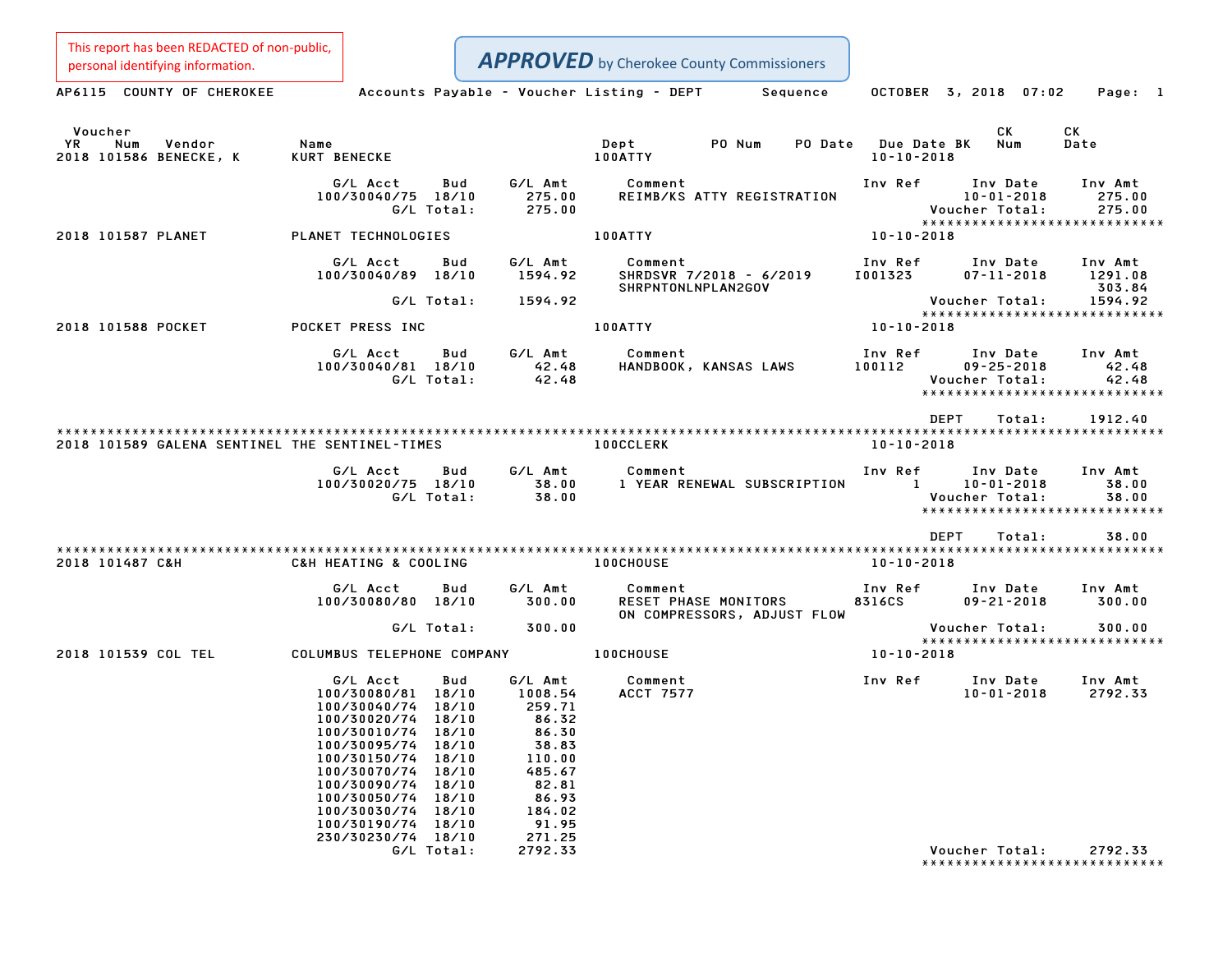This report has been REDACTED of non-public, personal identifying information.

**APPROVED** by Cherokee County Commissioners

AP6115 COUNTY OF CHEROKEE — Accounts Payable - Voucher Listing - DEPT Sequence — OCTOBER 3, 2018 07:02

| Voucher YR | Num | Vendor | Name | Dept | PO Num | PO Date | Due Date | BK | CK Num | CK Date |
|---|---|---|---|---|---|---|---|---|---|---|
| 2018 | 101586 | BENECKE, K | KURT BENECKE | 100ATTY | | | 10-10-2018 | | | |

| G/L Acct | Bud | G/L Amt | Comment | Inv Ref | Inv Date | Inv Amt |
|---|---|---|---|---|---|---|
| 100/30040/75 | 18/10 | 275.00 | REIMB/KS ATTY REGISTRATION | | 10-01-2018 | 275.00 |
| G/L Total: | | 275.00 | | | Voucher Total: | 275.00 |

****************************

| Voucher YR | Num | Vendor | Name | Dept | Due Date |
|---|---|---|---|---|---|
| 2018 | 101587 | PLANET | PLANET TECHNOLOGIES | 100ATTY | 10-10-2018 |

| G/L Acct | Bud | G/L Amt | Comment | Inv Ref | Inv Date | Inv Amt |
|---|---|---|---|---|---|---|
| 100/30040/89 | 18/10 | 1594.92 | SHRDSVR 7/2018 - 6/2019 | I001323 | 07-11-2018 | 1291.08 |
| | | | SHRPNTONLNPLAN2GOV | | | 303.84 |
| G/L Total: | | 1594.92 | | | Voucher Total: | 1594.92 |

****************************

| Voucher YR | Num | Vendor | Name | Dept | Due Date |
|---|---|---|---|---|---|
| 2018 | 101588 | POCKET | POCKET PRESS INC | 100ATTY | 10-10-2018 |

| G/L Acct | Bud | G/L Amt | Comment | Inv Ref | Inv Date | Inv Amt |
|---|---|---|---|---|---|---|
| 100/30040/81 | 18/10 | 42.48 | HANDBOOK, KANSAS LAWS | 100112 | 09-25-2018 | 42.48 |
| G/L Total: | | 42.48 | | | Voucher Total: | 42.48 |

****************************

DEPT Total: 1912.40

****************************

| Voucher YR | Num | Vendor | Name | Dept | Due Date |
|---|---|---|---|---|---|
| 2018 | 101589 | GALENA SENTINEL | THE SENTINEL-TIMES | 100CCLERK | 10-10-2018 |

| G/L Acct | Bud | G/L Amt | Comment | Inv Ref | Inv Date | Inv Amt |
|---|---|---|---|---|---|---|
| 100/30020/75 | 18/10 | 38.00 | 1 YEAR RENEWAL SUBSCRIPTION | 1 | 10-01-2018 | 38.00 |
| G/L Total: | | 38.00 | | | Voucher Total: | 38.00 |

****************************

DEPT Total: 38.00

****************************

| Voucher YR | Num | Vendor | Name | Dept | Due Date |
|---|---|---|---|---|---|
| 2018 | 101487 | C&H | C&H HEATING & COOLING | 100CHOUSE | 10-10-2018 |

| G/L Acct | Bud | G/L Amt | Comment | Inv Ref | Inv Date | Inv Amt |
|---|---|---|---|---|---|---|
| 100/30080/80 | 18/10 | 300.00 | RESET PHASE MONITORS | 8316CS | 09-21-2018 | 300.00 |
| | | | ON COMPRESSORS, ADJUST FLOW | | | |
| G/L Total: | | 300.00 | | | Voucher Total: | 300.00 |

****************************

| Voucher YR | Num | Vendor | Name | Dept | Due Date |
|---|---|---|---|---|---|
| 2018 | 101539 | COL TEL | COLUMBUS TELEPHONE COMPANY | 100CHOUSE | 10-10-2018 |

| G/L Acct | Bud | G/L Amt | Comment | Inv Ref | Inv Date | Inv Amt |
|---|---|---|---|---|---|---|
| 100/30080/81 | 18/10 | 1008.54 | ACCT 7577 | | 10-01-2018 | 2792.33 |
| 100/30040/74 | 18/10 | 259.71 | | | | |
| 100/30020/74 | 18/10 | 86.32 | | | | |
| 100/30010/74 | 18/10 | 86.30 | | | | |
| 100/30095/74 | 18/10 | 38.83 | | | | |
| 100/30150/74 | 18/10 | 110.00 | | | | |
| 100/30070/74 | 18/10 | 485.67 | | | | |
| 100/30090/74 | 18/10 | 82.81 | | | | |
| 100/30050/74 | 18/10 | 86.93 | | | | |
| 100/30030/74 | 18/10 | 184.02 | | | | |
| 100/30190/74 | 18/10 | 91.95 | | | | |
| 230/30230/74 | 18/10 | 271.25 | | | | |
| G/L Total: | | 2792.33 | | | Voucher Total: | 2792.33 |

****************************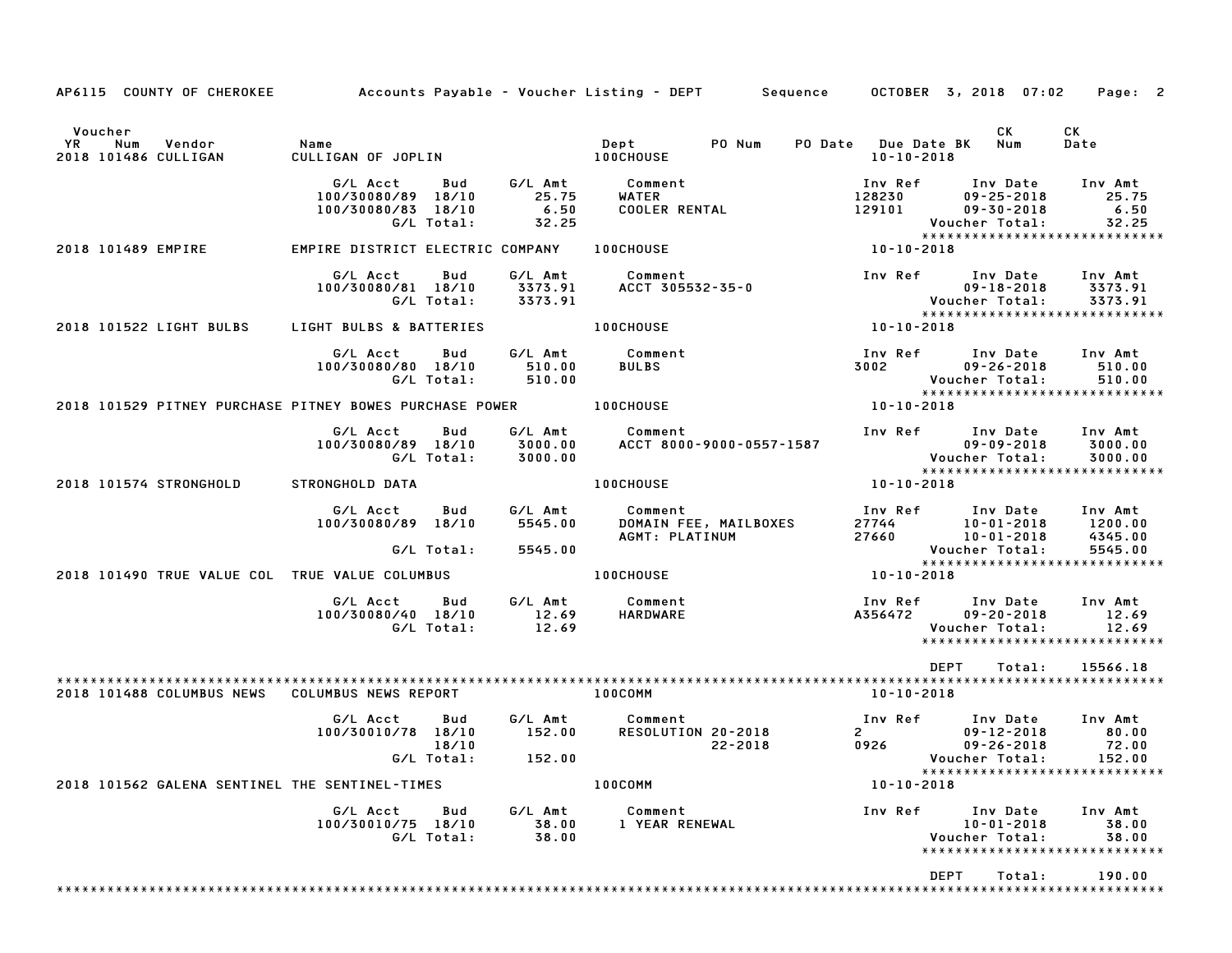AP6115 COUNTY OF CHEROKEE — Accounts Payable - Voucher Listing - DEPT — Sequence — OCTOBER 3, 2018 07:02

| Voucher YR | Num | Vendor | Name | Dept | PO Num | PO Date | Due Date | BK | CK Num | CK Date |
|---|---|---|---|---|---|---|---|---|---|---|
| 2018 | 101486 | CULLIGAN | CULLIGAN OF JOPLIN | 100CHOUSE | | | 10-10-2018 | | | |

| G/L Acct | Bud | G/L Amt | Comment | Inv Ref | Inv Date | Inv Amt |
|---|---|---|---|---|---|---|
| 100/30080/89 | 18/10 | 25.75 | WATER | 128230 | 09-25-2018 | 25.75 |
| 100/30080/83 | 18/10 | 6.50 | COOLER RENTAL | 129101 | 09-30-2018 | 6.50 |
| | G/L Total: | 32.25 | | | Voucher Total: | 32.25 |

| Voucher YR | Num | Vendor | Name | Dept | Due Date |
|---|---|---|---|---|---|
| 2018 | 101489 | EMPIRE | EMPIRE DISTRICT ELECTRIC COMPANY | 100CHOUSE | 10-10-2018 |

| G/L Acct | Bud | G/L Amt | Comment | Inv Ref | Inv Date | Inv Amt |
|---|---|---|---|---|---|---|
| 100/30080/81 | 18/10 | 3373.91 | ACCT 305532-35-0 | | 09-18-2018 | 3373.91 |
| | G/L Total: | 3373.91 | | | Voucher Total: | 3373.91 |

| Voucher YR | Num | Vendor | Name | Dept | Due Date |
|---|---|---|---|---|---|
| 2018 | 101522 | LIGHT BULBS | LIGHT BULBS & BATTERIES | 100CHOUSE | 10-10-2018 |

| G/L Acct | Bud | G/L Amt | Comment | Inv Ref | Inv Date | Inv Amt |
|---|---|---|---|---|---|---|
| 100/30080/80 | 18/10 | 510.00 | BULBS | 3002 | 09-26-2018 | 510.00 |
| | G/L Total: | 510.00 | | | Voucher Total: | 510.00 |

| Voucher YR | Num | Vendor | Name | Dept | Due Date |
|---|---|---|---|---|---|
| 2018 | 101529 | PITNEY PURCHASE | PITNEY BOWES PURCHASE POWER | 100CHOUSE | 10-10-2018 |

| G/L Acct | Bud | G/L Amt | Comment | Inv Ref | Inv Date | Inv Amt |
|---|---|---|---|---|---|---|
| 100/30080/89 | 18/10 | 3000.00 | ACCT 8000-9000-0557-1587 | | 09-09-2018 | 3000.00 |
| | G/L Total: | 3000.00 | | | Voucher Total: | 3000.00 |

| Voucher YR | Num | Vendor | Name | Dept | Due Date |
|---|---|---|---|---|---|
| 2018 | 101574 | STRONGHOLD | STRONGHOLD DATA | 100CHOUSE | 10-10-2018 |

| G/L Acct | Bud | G/L Amt | Comment | Inv Ref | Inv Date | Inv Amt |
|---|---|---|---|---|---|---|
| 100/30080/89 | 18/10 | 5545.00 | DOMAIN FEE, MAILBOXES | 27744 | 10-01-2018 | 1200.00 |
| | | | AGMT: PLATINUM | 27660 | 10-01-2018 | 4345.00 |
| | G/L Total: | 5545.00 | | | Voucher Total: | 5545.00 |

| Voucher YR | Num | Vendor | Name | Dept | Due Date |
|---|---|---|---|---|---|
| 2018 | 101490 | TRUE VALUE COL | TRUE VALUE COLUMBUS | 100CHOUSE | 10-10-2018 |

| G/L Acct | Bud | G/L Amt | Comment | Inv Ref | Inv Date | Inv Amt |
|---|---|---|---|---|---|---|
| 100/30080/40 | 18/10 | 12.69 | HARDWARE | A356472 | 09-20-2018 | 12.69 |
| | G/L Total: | 12.69 | | | Voucher Total: | 12.69 |

DEPT Total: 15566.18

| Voucher YR | Num | Vendor | Name | Dept | Due Date |
|---|---|---|---|---|---|
| 2018 | 101488 | COLUMBUS NEWS | COLUMBUS NEWS REPORT | 100COMM | 10-10-2018 |

| G/L Acct | Bud | G/L Amt | Comment | Inv Ref | Inv Date | Inv Amt |
|---|---|---|---|---|---|---|
| 100/30010/78 | 18/10 | 152.00 | RESOLUTION 20-2018 | 2 | 09-12-2018 | 80.00 |
| | 18/10 | | 22-2018 | 0926 | 09-26-2018 | 72.00 |
| | G/L Total: | 152.00 | | | Voucher Total: | 152.00 |

| Voucher YR | Num | Vendor | Name | Dept | Due Date |
|---|---|---|---|---|---|
| 2018 | 101562 | GALENA SENTINEL | THE SENTINEL-TIMES | 100COMM | 10-10-2018 |

| G/L Acct | Bud | G/L Amt | Comment | Inv Ref | Inv Date | Inv Amt |
|---|---|---|---|---|---|---|
| 100/30010/75 | 18/10 | 38.00 | 1 YEAR RENEWAL | | 10-01-2018 | 38.00 |
| | G/L Total: | 38.00 | | | Voucher Total: | 38.00 |

DEPT Total: 190.00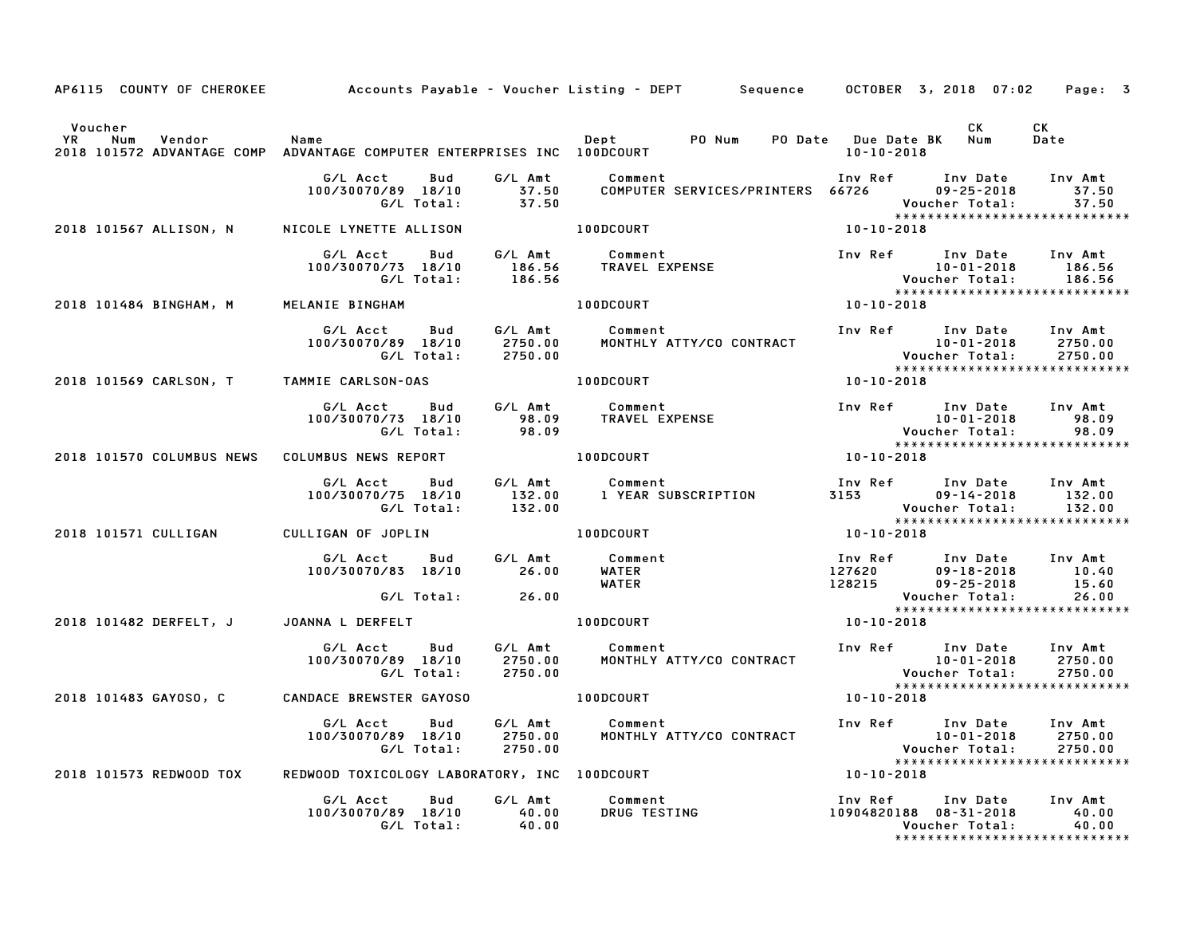AP6115 COUNTY OF CHEROKEE Accounts Payable - Voucher Listing - DEPT Sequence OCTOBER 3, 2018 07:02

| Voucher YR | Num | Vendor | Name | Dept | PO Num | PO Date | Due Date BK | CK Num | CK Date |
|---|---|---|---|---|---|---|---|---|---|
| 2018 | 101572 | ADVANTAGE COMP | ADVANTAGE COMPUTER ENTERPRISES INC | 100DCOURT | | | 10-10-2018 | | |

| G/L Acct | Bud | G/L Amt | Comment | Inv Ref | Inv Date | Inv Amt |
|---|---|---|---|---|---|---|
| 100/30070/89 | 18/10 | 37.50 | COMPUTER SERVICES/PRINTERS | 66726 | 09-25-2018 | 37.50 |
| | G/L Total: | 37.50 | | | Voucher Total: | 37.50 |

****************************

| 2018 | 101567 | ALLISON, N | NICOLE LYNETTE ALLISON | 100DCOURT | | | 10-10-2018 | | |
|---|---|---|---|---|---|---|---|---|---|

| G/L Acct | Bud | G/L Amt | Comment | Inv Ref | Inv Date | Inv Amt |
|---|---|---|---|---|---|---|
| 100/30070/73 | 18/10 | 186.56 | TRAVEL EXPENSE | | 10-01-2018 | 186.56 |
| | G/L Total: | 186.56 | | | Voucher Total: | 186.56 |

****************************

| 2018 | 101484 | BINGHAM, M | MELANIE BINGHAM | 100DCOURT | | | 10-10-2018 | | |
|---|---|---|---|---|---|---|---|---|---|

| G/L Acct | Bud | G/L Amt | Comment | Inv Ref | Inv Date | Inv Amt |
|---|---|---|---|---|---|---|
| 100/30070/89 | 18/10 | 2750.00 | MONTHLY ATTY/CO CONTRACT | | 10-01-2018 | 2750.00 |
| | G/L Total: | 2750.00 | | | Voucher Total: | 2750.00 |

****************************

| 2018 | 101569 | CARLSON, T | TAMMIE CARLSON-OAS | 100DCOURT | | | 10-10-2018 | | |
|---|---|---|---|---|---|---|---|---|---|

| G/L Acct | Bud | G/L Amt | Comment | Inv Ref | Inv Date | Inv Amt |
|---|---|---|---|---|---|---|
| 100/30070/73 | 18/10 | 98.09 | TRAVEL EXPENSE | | 10-01-2018 | 98.09 |
| | G/L Total: | 98.09 | | | Voucher Total: | 98.09 |

****************************

| 2018 | 101570 | COLUMBUS NEWS | COLUMBUS NEWS REPORT | 100DCOURT | | | 10-10-2018 | | |
|---|---|---|---|---|---|---|---|---|---|

| G/L Acct | Bud | G/L Amt | Comment | Inv Ref | Inv Date | Inv Amt |
|---|---|---|---|---|---|---|
| 100/30070/75 | 18/10 | 132.00 | 1 YEAR SUBSCRIPTION | 3153 | 09-14-2018 | 132.00 |
| | G/L Total: | 132.00 | | | Voucher Total: | 132.00 |

****************************

| 2018 | 101571 | CULLIGAN | CULLIGAN OF JOPLIN | 100DCOURT | | | 10-10-2018 | | |
|---|---|---|---|---|---|---|---|---|---|

| G/L Acct | Bud | G/L Amt | Comment | Inv Ref | Inv Date | Inv Amt |
|---|---|---|---|---|---|---|
| 100/30070/83 | 18/10 | 26.00 | WATER | 127620 | 09-18-2018 | 10.40 |
| | | | WATER | 128215 | 09-25-2018 | 15.60 |
| | G/L Total: | 26.00 | | | Voucher Total: | 26.00 |

****************************

| 2018 | 101482 | DERFELT, J | JOANNA L DERFELT | 100DCOURT | | | 10-10-2018 | | |
|---|---|---|---|---|---|---|---|---|---|

| G/L Acct | Bud | G/L Amt | Comment | Inv Ref | Inv Date | Inv Amt |
|---|---|---|---|---|---|---|
| 100/30070/89 | 18/10 | 2750.00 | MONTHLY ATTY/CO CONTRACT | | 10-01-2018 | 2750.00 |
| | G/L Total: | 2750.00 | | | Voucher Total: | 2750.00 |

****************************

| 2018 | 101483 | GAYOSO, C | CANDACE BREWSTER GAYOSO | 100DCOURT | | | 10-10-2018 | | |
|---|---|---|---|---|---|---|---|---|---|

| G/L Acct | Bud | G/L Amt | Comment | Inv Ref | Inv Date | Inv Amt |
|---|---|---|---|---|---|---|
| 100/30070/89 | 18/10 | 2750.00 | MONTHLY ATTY/CO CONTRACT | | 10-01-2018 | 2750.00 |
| | G/L Total: | 2750.00 | | | Voucher Total: | 2750.00 |

****************************

| 2018 | 101573 | REDWOOD TOX | REDWOOD TOXICOLOGY LABORATORY, INC | 100DCOURT | | | 10-10-2018 | | |
|---|---|---|---|---|---|---|---|---|---|

| G/L Acct | Bud | G/L Amt | Comment | Inv Ref | Inv Date | Inv Amt |
|---|---|---|---|---|---|---|
| 100/30070/89 | 18/10 | 40.00 | DRUG TESTING | 10904820188 | 08-31-2018 | 40.00 |
| | G/L Total: | 40.00 | | | Voucher Total: | 40.00 |

****************************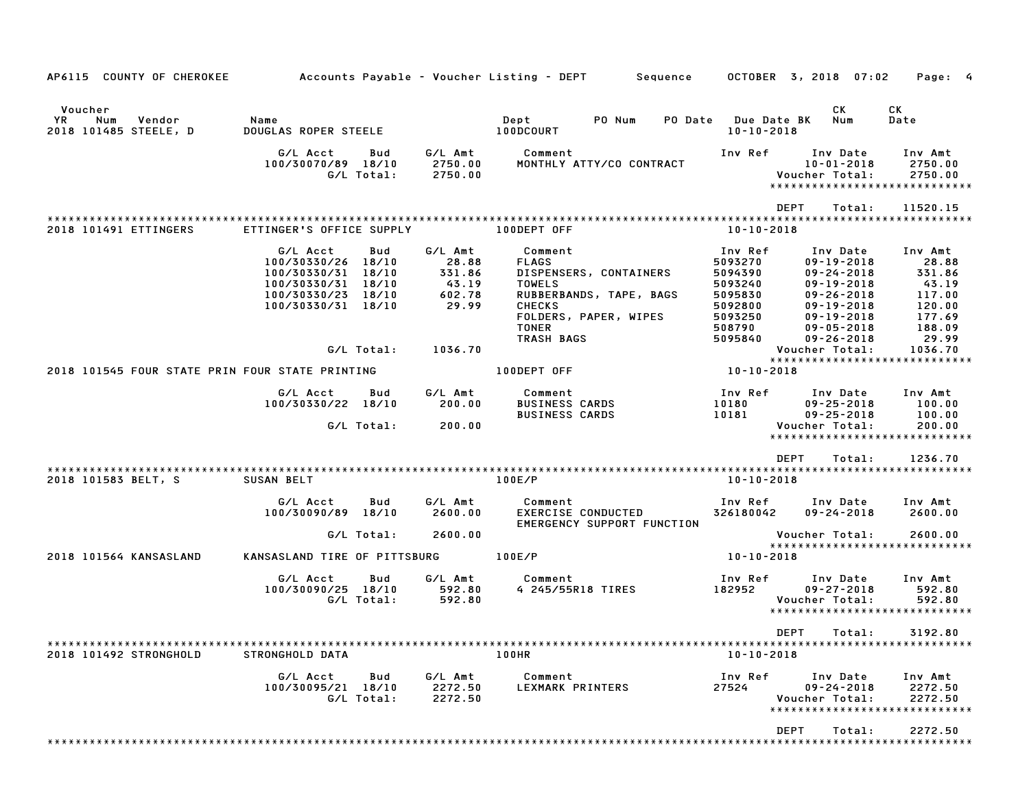AP6115 COUNTY OF CHEROKEE — Accounts Payable - Voucher Listing - DEPT — Sequence — OCTOBER 3, 2018 07:02

| Voucher YR | Num | Vendor | Name | Dept | PO Num | PO Date | Due Date | BK | CK Num | CK Date |
|---|---|---|---|---|---|---|---|---|---|---|
| 2018 | 101485 | STEELE, D | DOUGLAS ROPER STEELE | 100DCOURT | | | 10-10-2018 | | | |

| G/L Acct | Bud | G/L Amt | Comment | Inv Ref | Inv Date | Inv Amt |
|---|---|---|---|---|---|---|
| 100/30070/89 | 18/10 | 2750.00 | MONTHLY ATTY/CO CONTRACT | | 10-01-2018 | 2750.00 |
| | G/L Total: | 2750.00 | | | Voucher Total: | 2750.00 |

DEPT Total: 11520.15

| Voucher YR | Num | Vendor | Name | Dept | Due Date |
|---|---|---|---|---|---|
| 2018 | 101491 | ETTINGERS | ETTINGER'S OFFICE SUPPLY | 100DEPT OFF | 10-10-2018 |

| G/L Acct | Bud | G/L Amt | Comment | Inv Ref | Inv Date | Inv Amt |
|---|---|---|---|---|---|---|
| 100/30330/26 | 18/10 | 28.88 | FLAGS | 5093270 | 09-19-2018 | 28.88 |
| 100/30330/31 | 18/10 | 331.86 | DISPENSERS, CONTAINERS | 5094390 | 09-24-2018 | 331.86 |
| 100/30330/31 | 18/10 | 43.19 | TOWELS | 5093240 | 09-19-2018 | 43.19 |
| 100/30330/23 | 18/10 | 602.78 | RUBBERBANDS, TAPE, BAGS | 5095830 | 09-26-2018 | 117.00 |
| 100/30330/31 | 18/10 | 29.99 | CHECKS | 5092800 | 09-19-2018 | 120.00 |
| | | | FOLDERS, PAPER, WIPES | 5093250 | 09-19-2018 | 177.69 |
| | | | TONER | 508790 | 09-05-2018 | 188.09 |
| | | | TRASH BAGS | 5095840 | 09-26-2018 | 29.99 |
| | G/L Total: | 1036.70 | | | Voucher Total: | 1036.70 |

| Voucher YR | Num | Vendor | Name | Dept | Due Date |
|---|---|---|---|---|---|
| 2018 | 101545 | FOUR STATE PRIN | FOUR STATE PRINTING | 100DEPT OFF | 10-10-2018 |

| G/L Acct | Bud | G/L Amt | Comment | Inv Ref | Inv Date | Inv Amt |
|---|---|---|---|---|---|---|
| 100/30330/22 | 18/10 | 200.00 | BUSINESS CARDS | 10180 | 09-25-2018 | 100.00 |
| | | | BUSINESS CARDS | 10181 | 09-25-2018 | 100.00 |
| | G/L Total: | 200.00 | | | Voucher Total: | 200.00 |

DEPT Total: 1236.70

| Voucher YR | Num | Vendor | Name | Dept | Due Date |
|---|---|---|---|---|---|
| 2018 | 101583 | BELT, S | SUSAN BELT | 100E/P | 10-10-2018 |

| G/L Acct | Bud | G/L Amt | Comment | Inv Ref | Inv Date | Inv Amt |
|---|---|---|---|---|---|---|
| 100/30090/89 | 18/10 | 2600.00 | EXERCISE CONDUCTED EMERGENCY SUPPORT FUNCTION | 326180042 | 09-24-2018 | 2600.00 |
| | G/L Total: | 2600.00 | | | Voucher Total: | 2600.00 |

| Voucher YR | Num | Vendor | Name | Dept | Due Date |
|---|---|---|---|---|---|
| 2018 | 101564 | KANSASLAND | KANSASLAND TIRE OF PITTSBURG | 100E/P | 10-10-2018 |

| G/L Acct | Bud | G/L Amt | Comment | Inv Ref | Inv Date | Inv Amt |
|---|---|---|---|---|---|---|
| 100/30090/25 | 18/10 | 592.80 | 4 245/55R18 TIRES | 182952 | 09-27-2018 | 592.80 |
| | G/L Total: | 592.80 | | | Voucher Total: | 592.80 |

DEPT Total: 3192.80

| Voucher YR | Num | Vendor | Name | Dept | Due Date |
|---|---|---|---|---|---|
| 2018 | 101492 | STRONGHOLD | STRONGHOLD DATA | 100HR | 10-10-2018 |

| G/L Acct | Bud | G/L Amt | Comment | Inv Ref | Inv Date | Inv Amt |
|---|---|---|---|---|---|---|
| 100/30095/21 | 18/10 | 2272.50 | LEXMARK PRINTERS | 27524 | 09-24-2018 | 2272.50 |
| | G/L Total: | 2272.50 | | | Voucher Total: | 2272.50 |

DEPT Total: 2272.50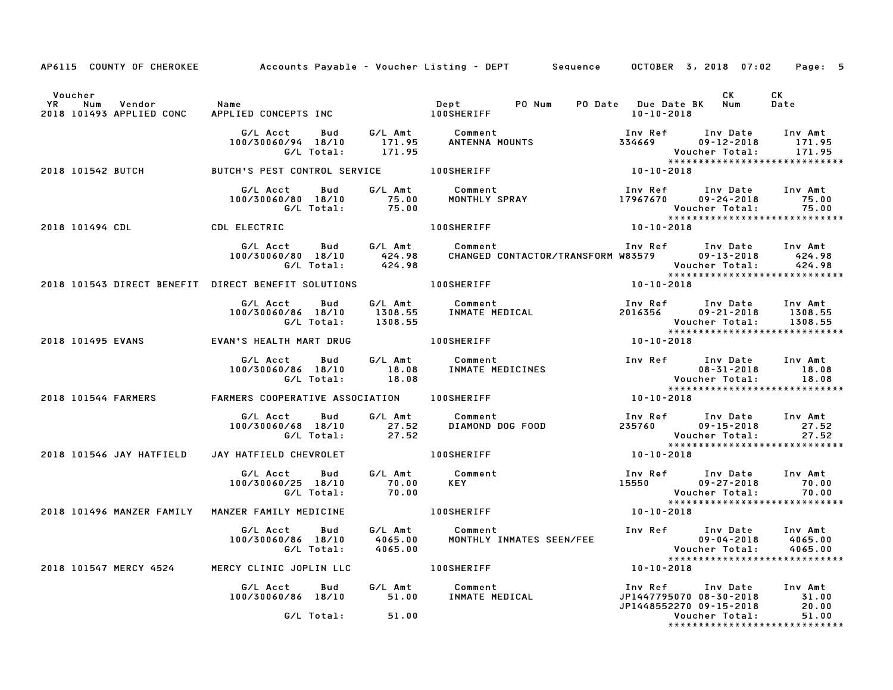AP6115 COUNTY OF CHEROKEE — Accounts Payable - Voucher Listing - DEPT — Sequence — OCTOBER 3, 2018 07:02

| Voucher YR | Num | Vendor | Name | Dept | PO Num | PO Date | Due Date BK | CK Num | CK Date |
|---|---|---|---|---|---|---|---|---|---|
| 2018 | 101493 | APPLIED CONC | APPLIED CONCEPTS INC | 100SHERIFF | | | 10-10-2018 | | |

| G/L Acct | Bud | G/L Amt | Comment | Inv Ref | Inv Date | Inv Amt |
|---|---|---|---|---|---|---|
| 100/30060/94 | 18/10 | 171.95 | ANTENNA MOUNTS | 334669 | 09-12-2018 | 171.95 |
| | G/L Total: | 171.95 | | | Voucher Total: | 171.95 |

| Voucher YR | Num | Vendor | Name | Dept | Due Date |
|---|---|---|---|---|---|
| 2018 | 101542 | BUTCH | BUTCH'S PEST CONTROL SERVICE | 100SHERIFF | 10-10-2018 |

| G/L Acct | Bud | G/L Amt | Comment | Inv Ref | Inv Date | Inv Amt |
|---|---|---|---|---|---|---|
| 100/30060/80 | 18/10 | 75.00 | MONTHLY SPRAY | 17967670 | 09-24-2018 | 75.00 |
| | G/L Total: | 75.00 | | | Voucher Total: | 75.00 |

| Voucher YR | Num | Vendor | Name | Dept | Due Date |
|---|---|---|---|---|---|
| 2018 | 101494 | CDL | CDL ELECTRIC | 100SHERIFF | 10-10-2018 |

| G/L Acct | Bud | G/L Amt | Comment | Inv Ref | Inv Date | Inv Amt |
|---|---|---|---|---|---|---|
| 100/30060/80 | 18/10 | 424.98 | CHANGED CONTACTOR/TRANSFORM | W83579 | 09-13-2018 | 424.98 |
| | G/L Total: | 424.98 | | | Voucher Total: | 424.98 |

| Voucher YR | Num | Vendor | Name | Dept | Due Date |
|---|---|---|---|---|---|
| 2018 | 101543 | DIRECT BENEFIT | DIRECT BENEFIT SOLUTIONS | 100SHERIFF | 10-10-2018 |

| G/L Acct | Bud | G/L Amt | Comment | Inv Ref | Inv Date | Inv Amt |
|---|---|---|---|---|---|---|
| 100/30060/86 | 18/10 | 1308.55 | INMATE MEDICAL | 2016356 | 09-21-2018 | 1308.55 |
| | G/L Total: | 1308.55 | | | Voucher Total: | 1308.55 |

| Voucher YR | Num | Vendor | Name | Dept | Due Date |
|---|---|---|---|---|---|
| 2018 | 101495 | EVANS | EVAN'S HEALTH MART DRUG | 100SHERIFF | 10-10-2018 |

| G/L Acct | Bud | G/L Amt | Comment | Inv Ref | Inv Date | Inv Amt |
|---|---|---|---|---|---|---|
| 100/30060/86 | 18/10 | 18.08 | INMATE MEDICINES | | 08-31-2018 | 18.08 |
| | G/L Total: | 18.08 | | | Voucher Total: | 18.08 |

| Voucher YR | Num | Vendor | Name | Dept | Due Date |
|---|---|---|---|---|---|
| 2018 | 101544 | FARMERS | FARMERS COOPERATIVE ASSOCIATION | 100SHERIFF | 10-10-2018 |

| G/L Acct | Bud | G/L Amt | Comment | Inv Ref | Inv Date | Inv Amt |
|---|---|---|---|---|---|---|
| 100/30060/68 | 18/10 | 27.52 | DIAMOND DOG FOOD | 235760 | 09-15-2018 | 27.52 |
| | G/L Total: | 27.52 | | | Voucher Total: | 27.52 |

| Voucher YR | Num | Vendor | Name | Dept | Due Date |
|---|---|---|---|---|---|
| 2018 | 101546 | JAY HATFIELD | JAY HATFIELD CHEVROLET | 100SHERIFF | 10-10-2018 |

| G/L Acct | Bud | G/L Amt | Comment | Inv Ref | Inv Date | Inv Amt |
|---|---|---|---|---|---|---|
| 100/30060/25 | 18/10 | 70.00 | KEY | 15550 | 09-27-2018 | 70.00 |
| | G/L Total: | 70.00 | | | Voucher Total: | 70.00 |

| Voucher YR | Num | Vendor | Name | Dept | Due Date |
|---|---|---|---|---|---|
| 2018 | 101496 | MANZER FAMILY | MANZER FAMILY MEDICINE | 100SHERIFF | 10-10-2018 |

| G/L Acct | Bud | G/L Amt | Comment | Inv Ref | Inv Date | Inv Amt |
|---|---|---|---|---|---|---|
| 100/30060/86 | 18/10 | 4065.00 | MONTHLY INMATES SEEN/FEE | | 09-04-2018 | 4065.00 |
| | G/L Total: | 4065.00 | | | Voucher Total: | 4065.00 |

| Voucher YR | Num | Vendor | Name | Dept | Due Date |
|---|---|---|---|---|---|
| 2018 | 101547 | MERCY 4524 | MERCY CLINIC JOPLIN LLC | 100SHERIFF | 10-10-2018 |

| G/L Acct | Bud | G/L Amt | Comment | Inv Ref | Inv Date | Inv Amt |
|---|---|---|---|---|---|---|
| 100/30060/86 | 18/10 | 51.00 | INMATE MEDICAL | JP1447795070 | 08-30-2018 | 31.00 |
| | | | | JP1448552270 | 09-15-2018 | 20.00 |
| | G/L Total: | 51.00 | | | Voucher Total: | 51.00 |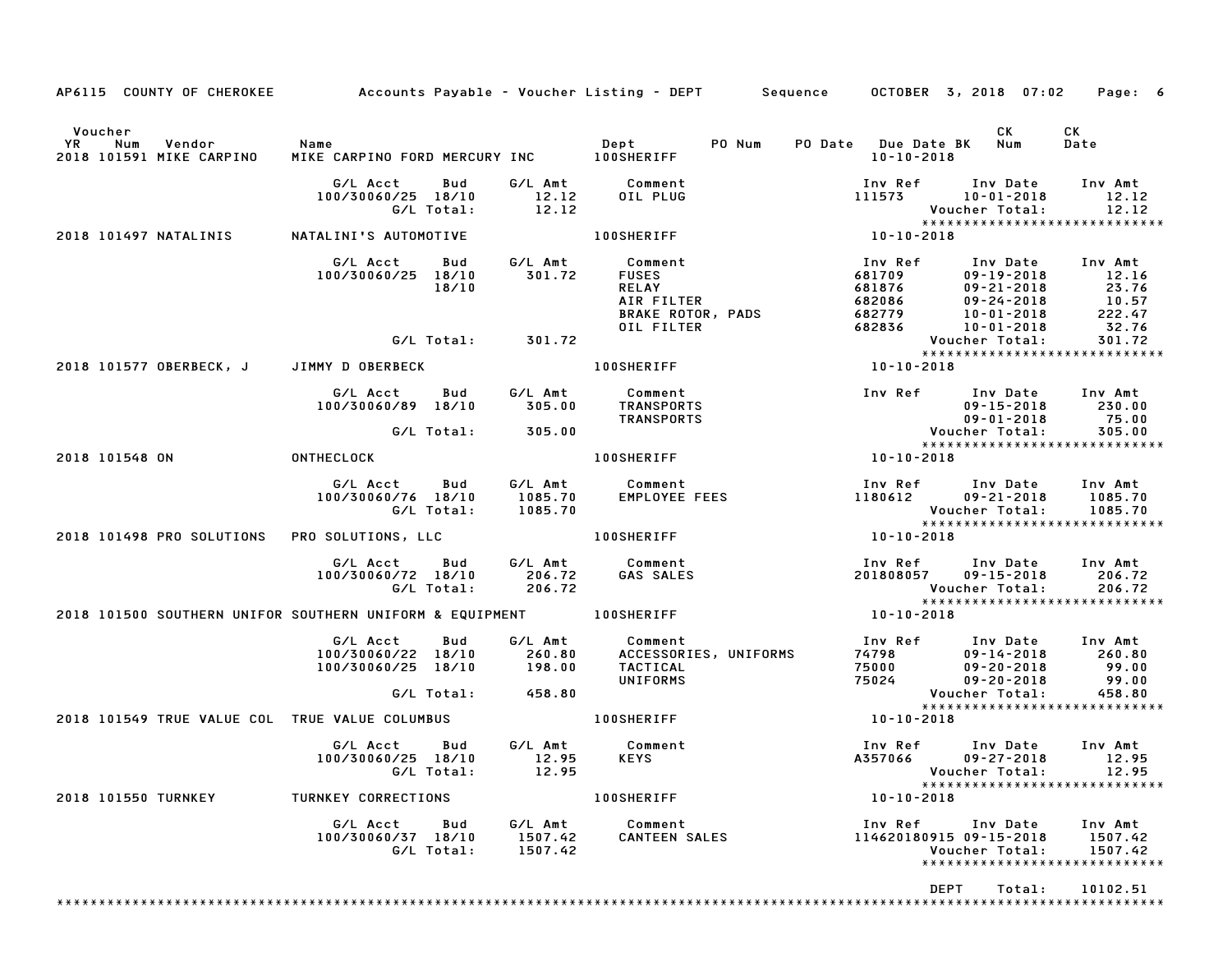AP6115 COUNTY OF CHEROKEE Accounts Payable - Voucher Listing - DEPT Sequence OCTOBER 3, 2018 07:02

| Voucher YR | Num | Vendor | Name | Dept | PO Num | PO Date | Due Date BK | CK Num | CK Date |
|---|---|---|---|---|---|---|---|---|---|
| 2018 | 101591 | MIKE CARPINO | MIKE CARPINO FORD MERCURY INC | 100SHERIFF | | | 10-10-2018 | | |

| G/L Acct | Bud | G/L Amt | Comment | Inv Ref | Inv Date | Inv Amt |
|---|---|---|---|---|---|---|
| 100/30060/25 | 18/10 | 12.12 | OIL PLUG | 111573 | 10-01-2018 | 12.12 |
| | G/L Total: | 12.12 | | | Voucher Total: | 12.12 |

****************************

| Voucher YR | Num | Vendor | Name | Dept | Due Date BK |
|---|---|---|---|---|---|
| 2018 | 101497 | NATALINIS | NATALINI'S AUTOMOTIVE | 100SHERIFF | 10-10-2018 |

| G/L Acct | Bud | G/L Amt | Comment | Inv Ref | Inv Date | Inv Amt |
|---|---|---|---|---|---|---|
| 100/30060/25 | 18/10 | 301.72 | FUSES | 681709 | 09-19-2018 | 12.16 |
| | 18/10 | | RELAY | 681876 | 09-21-2018 | 23.76 |
| | | | AIR FILTER | 682086 | 09-24-2018 | 10.57 |
| | | | BRAKE ROTOR, PADS | 682779 | 10-01-2018 | 222.47 |
| | | | OIL FILTER | 682836 | 10-01-2018 | 32.76 |
| | G/L Total: | 301.72 | | | Voucher Total: | 301.72 |

****************************

| Voucher YR | Num | Vendor | Name | Dept | Due Date BK |
|---|---|---|---|---|---|
| 2018 | 101577 | OBERBECK, J | JIMMY D OBERBECK | 100SHERIFF | 10-10-2018 |

| G/L Acct | Bud | G/L Amt | Comment | Inv Ref | Inv Date | Inv Amt |
|---|---|---|---|---|---|---|
| 100/30060/89 | 18/10 | 305.00 | TRANSPORTS | | 09-15-2018 | 230.00 |
| | | | TRANSPORTS | | 09-01-2018 | 75.00 |
| | G/L Total: | 305.00 | | | Voucher Total: | 305.00 |

****************************

| Voucher YR | Num | Vendor | Name | Dept | Due Date BK |
|---|---|---|---|---|---|
| 2018 | 101548 | ON | ONTHECLOCK | 100SHERIFF | 10-10-2018 |

| G/L Acct | Bud | G/L Amt | Comment | Inv Ref | Inv Date | Inv Amt |
|---|---|---|---|---|---|---|
| 100/30060/76 | 18/10 | 1085.70 | EMPLOYEE FEES | 1180612 | 09-21-2018 | 1085.70 |
| | G/L Total: | 1085.70 | | | Voucher Total: | 1085.70 |

****************************

| Voucher YR | Num | Vendor | Name | Dept | Due Date BK |
|---|---|---|---|---|---|
| 2018 | 101498 | PRO SOLUTIONS | PRO SOLUTIONS, LLC | 100SHERIFF | 10-10-2018 |

| G/L Acct | Bud | G/L Amt | Comment | Inv Ref | Inv Date | Inv Amt |
|---|---|---|---|---|---|---|
| 100/30060/72 | 18/10 | 206.72 | GAS SALES | 201808057 | 09-15-2018 | 206.72 |
| | G/L Total: | 206.72 | | | Voucher Total: | 206.72 |

****************************

| Voucher YR | Num | Vendor | Name | Dept | Due Date BK |
|---|---|---|---|---|---|
| 2018 | 101500 | SOUTHERN UNIFOR | SOUTHERN UNIFORM & EQUIPMENT | 100SHERIFF | 10-10-2018 |

| G/L Acct | Bud | G/L Amt | Comment | Inv Ref | Inv Date | Inv Amt |
|---|---|---|---|---|---|---|
| 100/30060/22 | 18/10 | 260.80 | ACCESSORIES, UNIFORMS | 74798 | 09-14-2018 | 260.80 |
| 100/30060/25 | 18/10 | 198.00 | TACTICAL | 75000 | 09-20-2018 | 99.00 |
| | | | UNIFORMS | 75024 | 09-20-2018 | 99.00 |
| | G/L Total: | 458.80 | | | Voucher Total: | 458.80 |

****************************

| Voucher YR | Num | Vendor | Name | Dept | Due Date BK |
|---|---|---|---|---|---|
| 2018 | 101549 | TRUE VALUE COL | TRUE VALUE COLUMBUS | 100SHERIFF | 10-10-2018 |

| G/L Acct | Bud | G/L Amt | Comment | Inv Ref | Inv Date | Inv Amt |
|---|---|---|---|---|---|---|
| 100/30060/25 | 18/10 | 12.95 | KEYS | A357066 | 09-27-2018 | 12.95 |
| | G/L Total: | 12.95 | | | Voucher Total: | 12.95 |

****************************

| Voucher YR | Num | Vendor | Name | Dept | Due Date BK |
|---|---|---|---|---|---|
| 2018 | 101550 | TURNKEY | TURNKEY CORRECTIONS | 100SHERIFF | 10-10-2018 |

| G/L Acct | Bud | G/L Amt | Comment | Inv Ref | Inv Date | Inv Amt |
|---|---|---|---|---|---|---|
| 100/30060/37 | 18/10 | 1507.42 | CANTEEN SALES | 114620180915 | 09-15-2018 | 1507.42 |
| | G/L Total: | 1507.42 | | | Voucher Total: | 1507.42 |

****************************

DEPT Total: 10102.51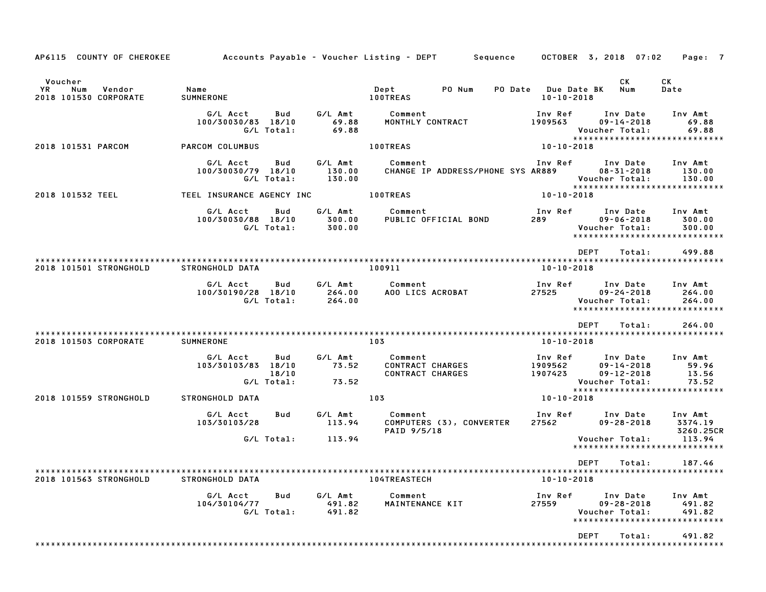AP6115 COUNTY OF CHEROKEE — Accounts Payable - Voucher Listing - DEPT — Sequence — OCTOBER 3, 2018 07:02

| Voucher YR | Num | Vendor | Name | Dept | PO Num | PO Date | Due Date | BK | CK Num | CK Date |
|---|---|---|---|---|---|---|---|---|---|---|
| 2018 | 101530 | CORPORATE | SUMNERONE | 100TREAS | | | 10-10-2018 | | | |

| G/L Acct | Bud | G/L Amt | Comment | Inv Ref | Inv Date | Inv Amt |
|---|---|---|---|---|---|---|
| 100/30030/83 | 18/10 | 69.88 | MONTHLY CONTRACT | 1909563 | 09-14-2018 | 69.88 |
| | G/L Total: | 69.88 | | | Voucher Total: | 69.88 |

| Voucher YR | Num | Vendor | Name | Dept | Due Date |
|---|---|---|---|---|---|
| 2018 | 101531 | PARCOM | PARCOM COLUMBUS | 100TREAS | 10-10-2018 |

| G/L Acct | Bud | G/L Amt | Comment | Inv Ref | Inv Date | Inv Amt |
|---|---|---|---|---|---|---|
| 100/30030/79 | 18/10 | 130.00 | CHANGE IP ADDRESS/PHONE SYS | AR889 | 08-31-2018 | 130.00 |
| | G/L Total: | 130.00 | | | Voucher Total: | 130.00 |

| Voucher YR | Num | Vendor | Name | Dept | Due Date |
|---|---|---|---|---|---|
| 2018 | 101532 | TEEL | TEEL INSURANCE AGENCY INC | 100TREAS | 10-10-2018 |

| G/L Acct | Bud | G/L Amt | Comment | Inv Ref | Inv Date | Inv Amt |
|---|---|---|---|---|---|---|
| 100/30030/88 | 18/10 | 300.00 | PUBLIC OFFICIAL BOND | 289 | 09-06-2018 | 300.00 |
| | G/L Total: | 300.00 | | | Voucher Total: | 300.00 |

DEPT Total: 499.88

| Voucher YR | Num | Vendor | Name | Dept | Due Date |
|---|---|---|---|---|---|
| 2018 | 101501 | STRONGHOLD | STRONGHOLD DATA | 100911 | 10-10-2018 |

| G/L Acct | Bud | G/L Amt | Comment | Inv Ref | Inv Date | Inv Amt |
|---|---|---|---|---|---|---|
| 100/30190/28 | 18/10 | 264.00 | AOO LICS ACROBAT | 27525 | 09-24-2018 | 264.00 |
| | G/L Total: | 264.00 | | | Voucher Total: | 264.00 |

DEPT Total: 264.00

| Voucher YR | Num | Vendor | Name | Dept | Due Date |
|---|---|---|---|---|---|
| 2018 | 101503 | CORPORATE | SUMNERONE | 103 | 10-10-2018 |

| G/L Acct | Bud | G/L Amt | Comment | Inv Ref | Inv Date | Inv Amt |
|---|---|---|---|---|---|---|
| 103/30103/83 | 18/10 | 73.52 | CONTRACT CHARGES | 1909562 | 09-14-2018 | 59.96 |
| | 18/10 | | CONTRACT CHARGES | 1907423 | 09-12-2018 | 13.56 |
| | G/L Total: | 73.52 | | | Voucher Total: | 73.52 |

| Voucher YR | Num | Vendor | Name | Dept | Due Date |
|---|---|---|---|---|---|
| 2018 | 101559 | STRONGHOLD | STRONGHOLD DATA | 103 | 10-10-2018 |

| G/L Acct | Bud | G/L Amt | Comment | Inv Ref | Inv Date | Inv Amt |
|---|---|---|---|---|---|---|
| 103/30103/28 | | 113.94 | COMPUTERS (3), CONVERTER | 27562 | 09-28-2018 | 3374.19 |
| | | | PAID 9/5/18 | | | 3260.25CR |
| | G/L Total: | 113.94 | | | Voucher Total: | 113.94 |

DEPT Total: 187.46

| Voucher YR | Num | Vendor | Name | Dept | Due Date |
|---|---|---|---|---|---|
| 2018 | 101563 | STRONGHOLD | STRONGHOLD DATA | 104TREASTECH | 10-10-2018 |

| G/L Acct | Bud | G/L Amt | Comment | Inv Ref | Inv Date | Inv Amt |
|---|---|---|---|---|---|---|
| 104/30104/77 | | 491.82 | MAINTENANCE KIT | 27559 | 09-28-2018 | 491.82 |
| | G/L Total: | 491.82 | | | Voucher Total: | 491.82 |

DEPT Total: 491.82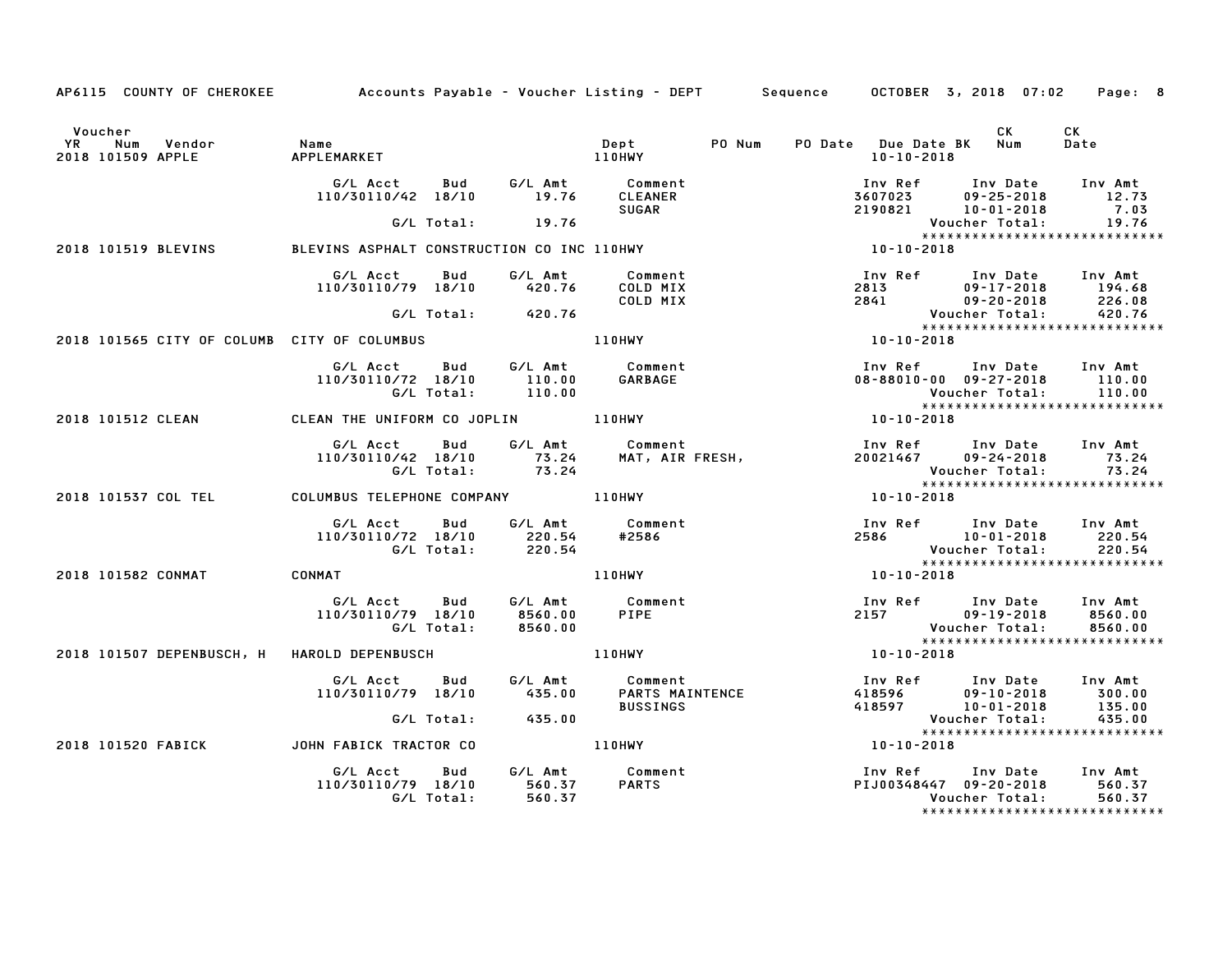AP6115 COUNTY OF CHEROKEE — Accounts Payable - Voucher Listing - DEPT — Sequence — OCTOBER 3, 2018 07:02

| Voucher YR | Num | Vendor | Name | Dept | PO Num | PO Date | Due Date BK | CK Num | CK Date |
|---|---|---|---|---|---|---|---|---|---|
| 2018 | 101509 | APPLE | APPLEMARKET | 110HWY | | | 10-10-2018 | | |

| G/L Acct | Bud | G/L Amt | Comment | Inv Ref | Inv Date | Inv Amt |
|---|---|---|---|---|---|---|
| 110/30110/42 | 18/10 | 19.76 | CLEANER | 3607023 | 09-25-2018 | 12.73 |
| | | | SUGAR | 2190821 | 10-01-2018 | 7.03 |
| | G/L Total: | 19.76 | | | Voucher Total: | 19.76 |

| Voucher YR | Num | Vendor | Name | Dept | Due Date BK |
|---|---|---|---|---|---|
| 2018 | 101519 | BLEVINS | BLEVINS ASPHALT CONSTRUCTION CO INC | 110HWY | 10-10-2018 |

| G/L Acct | Bud | G/L Amt | Comment | Inv Ref | Inv Date | Inv Amt |
|---|---|---|---|---|---|---|
| 110/30110/79 | 18/10 | 420.76 | COLD MIX | 2813 | 09-17-2018 | 194.68 |
| | | | COLD MIX | 2841 | 09-20-2018 | 226.08 |
| | G/L Total: | 420.76 | | | Voucher Total: | 420.76 |

| Voucher YR | Num | Vendor | Name | Dept | Due Date BK |
|---|---|---|---|---|---|
| 2018 | 101565 | CITY OF COLUMB | CITY OF COLUMBUS | 110HWY | 10-10-2018 |

| G/L Acct | Bud | G/L Amt | Comment | Inv Ref | Inv Date | Inv Amt |
|---|---|---|---|---|---|---|
| 110/30110/72 | 18/10 | 110.00 | GARBAGE | 08-88010-00 | 09-27-2018 | 110.00 |
| | G/L Total: | 110.00 | | | Voucher Total: | 110.00 |

| Voucher YR | Num | Vendor | Name | Dept | Due Date BK |
|---|---|---|---|---|---|
| 2018 | 101512 | CLEAN | CLEAN THE UNIFORM CO JOPLIN | 110HWY | 10-10-2018 |

| G/L Acct | Bud | G/L Amt | Comment | Inv Ref | Inv Date | Inv Amt |
|---|---|---|---|---|---|---|
| 110/30110/42 | 18/10 | 73.24 | MAT, AIR FRESH, | 20021467 | 09-24-2018 | 73.24 |
| | G/L Total: | 73.24 | | | Voucher Total: | 73.24 |

| Voucher YR | Num | Vendor | Name | Dept | Due Date BK |
|---|---|---|---|---|---|
| 2018 | 101537 | COL TEL | COLUMBUS TELEPHONE COMPANY | 110HWY | 10-10-2018 |

| G/L Acct | Bud | G/L Amt | Comment | Inv Ref | Inv Date | Inv Amt |
|---|---|---|---|---|---|---|
| 110/30110/72 | 18/10 | 220.54 | #2586 | 2586 | 10-01-2018 | 220.54 |
| | G/L Total: | 220.54 | | | Voucher Total: | 220.54 |

| Voucher YR | Num | Vendor | Name | Dept | Due Date BK |
|---|---|---|---|---|---|
| 2018 | 101582 | CONMAT | CONMAT | 110HWY | 10-10-2018 |

| G/L Acct | Bud | G/L Amt | Comment | Inv Ref | Inv Date | Inv Amt |
|---|---|---|---|---|---|---|
| 110/30110/79 | 18/10 | 8560.00 | PIPE | 2157 | 09-19-2018 | 8560.00 |
| | G/L Total: | 8560.00 | | | Voucher Total: | 8560.00 |

| Voucher YR | Num | Vendor | Name | Dept | Due Date BK |
|---|---|---|---|---|---|
| 2018 | 101507 | DEPENBUSCH, H | HAROLD DEPENBUSCH | 110HWY | 10-10-2018 |

| G/L Acct | Bud | G/L Amt | Comment | Inv Ref | Inv Date | Inv Amt |
|---|---|---|---|---|---|---|
| 110/30110/79 | 18/10 | 435.00 | PARTS MAINTENCE | 418596 | 09-10-2018 | 300.00 |
| | | | BUSSINGS | 418597 | 10-01-2018 | 135.00 |
| | G/L Total: | 435.00 | | | Voucher Total: | 435.00 |

| Voucher YR | Num | Vendor | Name | Dept | Due Date BK |
|---|---|---|---|---|---|
| 2018 | 101520 | FABICK | JOHN FABICK TRACTOR CO | 110HWY | 10-10-2018 |

| G/L Acct | Bud | G/L Amt | Comment | Inv Ref | Inv Date | Inv Amt |
|---|---|---|---|---|---|---|
| 110/30110/79 | 18/10 | 560.37 | PARTS | PIJ00348447 | 09-20-2018 | 560.37 |
| | G/L Total: | 560.37 | | | Voucher Total: | 560.37 |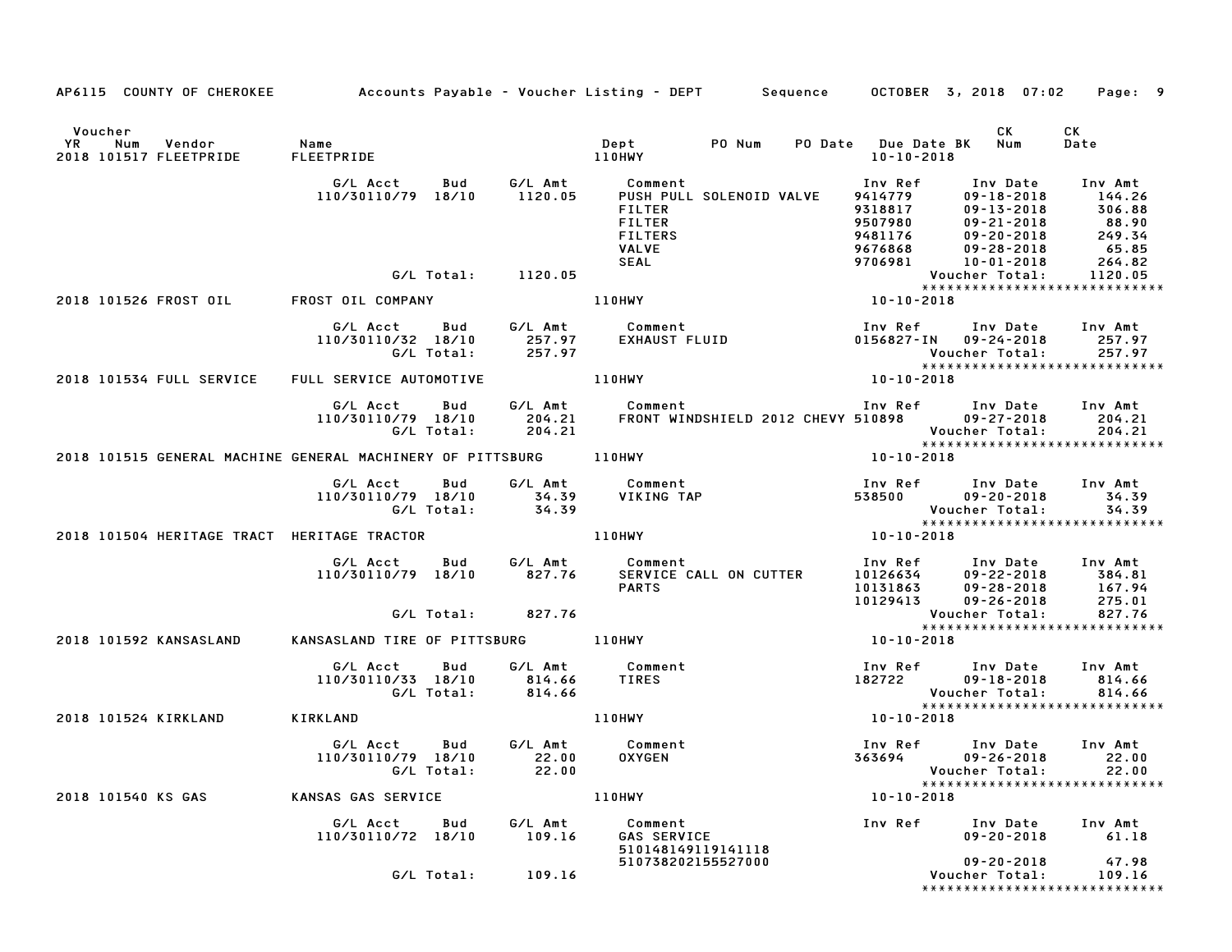AP6115 COUNTY OF CHEROKEE  Accounts Payable - Voucher Listing - DEPT  Sequence  OCTOBER 3, 2018 07:02

| Voucher YR | Num | Vendor | Name | Dept | PO Num | PO Date | Due Date BK | CK Num | CK Date |
|---|---|---|---|---|---|---|---|---|---|
| 2018 | 101517 | FLEETPRIDE | FLEETPRIDE | 110HWY | | | 10-10-2018 | | |

| G/L Acct | Bud | G/L Amt | Comment | Inv Ref | Inv Date | Inv Amt |
|---|---|---|---|---|---|---|
| 110/30110/79 | 18/10 | 1120.05 | PUSH PULL SOLENOID VALVE | 9414779 | 09-18-2018 | 144.26 |
| | | | FILTER | 9318817 | 09-13-2018 | 306.88 |
| | | | FILTER | 9507980 | 09-21-2018 | 88.90 |
| | | | FILTERS | 9481176 | 09-20-2018 | 249.34 |
| | | | VALVE | 9676868 | 09-28-2018 | 65.85 |
| | | | SEAL | 9706981 | 10-01-2018 | 264.82 |
| G/L Total: | | 1120.05 | | | Voucher Total: | 1120.05 |

****************************

2018 101526 FROST OIL  FROST OIL COMPANY  110HWY  10-10-2018

| G/L Acct | Bud | G/L Amt | Comment | Inv Ref | Inv Date | Inv Amt |
|---|---|---|---|---|---|---|
| 110/30110/32 | 18/10 | 257.97 | EXHAUST FLUID | 0156827-IN | 09-24-2018 | 257.97 |
| G/L Total: | | 257.97 | | | Voucher Total: | 257.97 |

****************************

2018 101534 FULL SERVICE  FULL SERVICE AUTOMOTIVE  110HWY  10-10-2018

| G/L Acct | Bud | G/L Amt | Comment | Inv Ref | Inv Date | Inv Amt |
|---|---|---|---|---|---|---|
| 110/30110/79 | 18/10 | 204.21 | FRONT WINDSHIELD 2012 CHEVY | 510898 | 09-27-2018 | 204.21 |
| G/L Total: | | 204.21 | | | Voucher Total: | 204.21 |

****************************

2018 101515 GENERAL MACHINE  GENERAL MACHINERY OF PITTSBURG  110HWY  10-10-2018

| G/L Acct | Bud | G/L Amt | Comment | Inv Ref | Inv Date | Inv Amt |
|---|---|---|---|---|---|---|
| 110/30110/79 | 18/10 | 34.39 | VIKING TAP | 538500 | 09-20-2018 | 34.39 |
| G/L Total: | | 34.39 | | | Voucher Total: | 34.39 |

****************************

2018 101504 HERITAGE TRACT  HERITAGE TRACTOR  110HWY  10-10-2018

| G/L Acct | Bud | G/L Amt | Comment | Inv Ref | Inv Date | Inv Amt |
|---|---|---|---|---|---|---|
| 110/30110/79 | 18/10 | 827.76 | SERVICE CALL ON CUTTER | 10126634 | 09-22-2018 | 384.81 |
| | | | PARTS | 10131863 | 09-28-2018 | 167.94 |
| | | | | 10129413 | 09-26-2018 | 275.01 |
| G/L Total: | | 827.76 | | | Voucher Total: | 827.76 |

****************************

2018 101592 KANSASLAND  KANSASLAND TIRE OF PITTSBURG  110HWY  10-10-2018

| G/L Acct | Bud | G/L Amt | Comment | Inv Ref | Inv Date | Inv Amt |
|---|---|---|---|---|---|---|
| 110/30110/33 | 18/10 | 814.66 | TIRES | 182722 | 09-18-2018 | 814.66 |
| G/L Total: | | 814.66 | | | Voucher Total: | 814.66 |

****************************

2018 101524 KIRKLAND  KIRKLAND  110HWY  10-10-2018

| G/L Acct | Bud | G/L Amt | Comment | Inv Ref | Inv Date | Inv Amt |
|---|---|---|---|---|---|---|
| 110/30110/79 | 18/10 | 22.00 | OXYGEN | 363694 | 09-26-2018 | 22.00 |
| G/L Total: | | 22.00 | | | Voucher Total: | 22.00 |

****************************

2018 101540 KS GAS  KANSAS GAS SERVICE  110HWY  10-10-2018

| G/L Acct | Bud | G/L Amt | Comment | Inv Ref | Inv Date | Inv Amt |
|---|---|---|---|---|---|---|
| 110/30110/72 | 18/10 | 109.16 | GAS SERVICE | | 09-20-2018 | 61.18 |
| | | | 510148149119141118 | | | |
| | | | 510738202155527000 | | 09-20-2018 | 47.98 |
| G/L Total: | | 109.16 | | | Voucher Total: | 109.16 |

****************************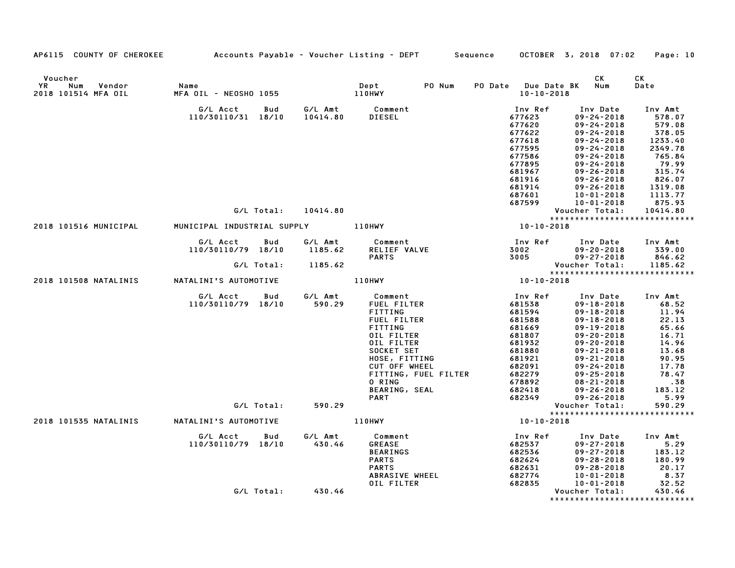AP6115 COUNTY OF CHEROKEE — Accounts Payable - Voucher Listing - DEPT — Sequence — OCTOBER 3, 2018 07:02

| Voucher YR Num Vendor | Name | Dept | PO Num | PO Date | Due Date BK | CK Num | CK Date |
|---|---|---|---|---|---|---|---|
| 2018 101514 MFA OIL | MFA OIL - NEOSHO 1055 | 110HWY | | | 10-10-2018 | | |

| G/L Acct | Bud | G/L Amt | Comment | Inv Ref | Inv Date | Inv Amt |
|---|---|---|---|---|---|---|
| 110/30110/31 | 18/10 | 10414.80 | DIESEL | 677623 | 09-24-2018 | 578.07 |
| | | | | 677620 | 09-24-2018 | 579.08 |
| | | | | 677622 | 09-24-2018 | 378.05 |
| | | | | 677618 | 09-24-2018 | 1233.40 |
| | | | | 677595 | 09-24-2018 | 2349.78 |
| | | | | 677586 | 09-24-2018 | 765.84 |
| | | | | 677895 | 09-24-2018 | 79.99 |
| | | | | 681967 | 09-26-2018 | 315.74 |
| | | | | 681916 | 09-26-2018 | 826.07 |
| | | | | 681914 | 09-26-2018 | 1319.08 |
| | | | | 687601 | 10-01-2018 | 1113.77 |
| | | | | 687599 | 10-01-2018 | 875.93 |
| G/L Total: | | 10414.80 | | | Voucher Total: | 10414.80 |

******************************

| Voucher YR Num Vendor | Name | Dept | Due Date BK |
|---|---|---|---|
| 2018 101516 MUNICIPAL | MUNICIPAL INDUSTRIAL SUPPLY | 110HWY | 10-10-2018 |

| G/L Acct | Bud | G/L Amt | Comment | Inv Ref | Inv Date | Inv Amt |
|---|---|---|---|---|---|---|
| 110/30110/79 | 18/10 | 1185.62 | RELIEF VALVE | 3002 | 09-20-2018 | 339.00 |
| | | | PARTS | 3005 | 09-27-2018 | 846.62 |
| G/L Total: | | 1185.62 | | | Voucher Total: | 1185.62 |

******************************

| Voucher YR Num Vendor | Name | Dept | Due Date BK |
|---|---|---|---|
| 2018 101508 NATALINIS | NATALINI'S AUTOMOTIVE | 110HWY | 10-10-2018 |

| G/L Acct | Bud | G/L Amt | Comment | Inv Ref | Inv Date | Inv Amt |
|---|---|---|---|---|---|---|
| 110/30110/79 | 18/10 | 590.29 | FUEL FILTER | 681538 | 09-18-2018 | 68.52 |
| | | | FITTING | 681594 | 09-18-2018 | 11.94 |
| | | | FUEL FILTER | 681588 | 09-18-2018 | 22.13 |
| | | | FITTING | 681669 | 09-19-2018 | 65.66 |
| | | | OIL FILTER | 681807 | 09-20-2018 | 16.71 |
| | | | OIL FILTER | 681932 | 09-20-2018 | 14.96 |
| | | | SOCKET SET | 681880 | 09-21-2018 | 13.68 |
| | | | HOSE, FITTING | 681921 | 09-21-2018 | 90.95 |
| | | | CUT OFF WHEEL | 682091 | 09-24-2018 | 17.78 |
| | | | FITTING, FUEL FILTER | 682279 | 09-25-2018 | 78.47 |
| | | | O RING | 678892 | 08-21-2018 | .38 |
| | | | BEARING, SEAL | 682418 | 09-26-2018 | 183.12 |
| | | | PART | 682349 | 09-26-2018 | 5.99 |
| G/L Total: | | 590.29 | | | Voucher Total: | 590.29 |

******************************

| Voucher YR Num Vendor | Name | Dept | Due Date BK |
|---|---|---|---|
| 2018 101535 NATALINIS | NATALINI'S AUTOMOTIVE | 110HWY | 10-10-2018 |

| G/L Acct | Bud | G/L Amt | Comment | Inv Ref | Inv Date | Inv Amt |
|---|---|---|---|---|---|---|
| 110/30110/79 | 18/10 | 430.46 | GREASE | 682537 | 09-27-2018 | 5.29 |
| | | | BEARINGS | 682536 | 09-27-2018 | 183.12 |
| | | | PARTS | 682624 | 09-28-2018 | 180.99 |
| | | | PARTS | 682631 | 09-28-2018 | 20.17 |
| | | | ABRASIVE WHEEL | 682774 | 10-01-2018 | 8.37 |
| | | | OIL FILTER | 682835 | 10-01-2018 | 32.52 |
| G/L Total: | | 430.46 | | | Voucher Total: | 430.46 |

******************************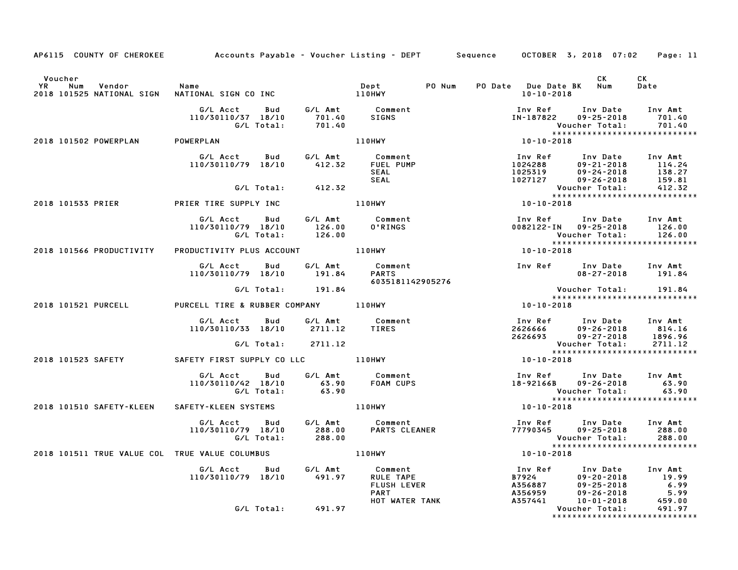AP6115 COUNTY OF CHEROKEE Accounts Payable - Voucher Listing - DEPT Sequence OCTOBER 3, 2018 07:02

| Voucher YR | Num | Vendor | Name | Dept | PO Num | PO Date | Due Date BK | CK Num | CK Date |
|---|---|---|---|---|---|---|---|---|---|
| 2018 | 101525 | NATIONAL SIGN | NATIONAL SIGN CO INC | 110HWY | | | 10-10-2018 | | |

| G/L Acct | Bud | G/L Amt | Comment | Inv Ref | Inv Date | Inv Amt |
|---|---|---|---|---|---|---|
| 110/30110/37 | 18/10 | 701.40 | SIGNS | IN-187822 | 09-25-2018 | 701.40 |
| | G/L Total: | 701.40 | | | Voucher Total: | 701.40 |

| Voucher YR | Num | Vendor | Name | Dept | Due Date |
|---|---|---|---|---|---|
| 2018 | 101502 | POWERPLAN | POWERPLAN | 110HWY | 10-10-2018 |

| G/L Acct | Bud | G/L Amt | Comment | Inv Ref | Inv Date | Inv Amt |
|---|---|---|---|---|---|---|
| 110/30110/79 | 18/10 | 412.32 | FUEL PUMP | 1024288 | 09-21-2018 | 114.24 |
| | | | SEAL | 1025319 | 09-24-2018 | 138.27 |
| | | | SEAL | 1027127 | 09-26-2018 | 159.81 |
| | G/L Total: | 412.32 | | | Voucher Total: | 412.32 |

| Voucher YR | Num | Vendor | Name | Dept | Due Date |
|---|---|---|---|---|---|
| 2018 | 101533 | PRIER | PRIER TIRE SUPPLY INC | 110HWY | 10-10-2018 |

| G/L Acct | Bud | G/L Amt | Comment | Inv Ref | Inv Date | Inv Amt |
|---|---|---|---|---|---|---|
| 110/30110/79 | 18/10 | 126.00 | O'RINGS | 0082122-IN | 09-25-2018 | 126.00 |
| | G/L Total: | 126.00 | | | Voucher Total: | 126.00 |

| Voucher YR | Num | Vendor | Name | Dept | Due Date |
|---|---|---|---|---|---|
| 2018 | 101566 | PRODUCTIVITY | PRODUCTIVITY PLUS ACCOUNT | 110HWY | 10-10-2018 |

| G/L Acct | Bud | G/L Amt | Comment | Inv Ref | Inv Date | Inv Amt |
|---|---|---|---|---|---|---|
| 110/30110/79 | 18/10 | 191.84 | PARTS 6035181142905276 | | 08-27-2018 | 191.84 |
| | G/L Total: | 191.84 | | | Voucher Total: | 191.84 |

| Voucher YR | Num | Vendor | Name | Dept | Due Date |
|---|---|---|---|---|---|
| 2018 | 101521 | PURCELL | PURCELL TIRE & RUBBER COMPANY | 110HWY | 10-10-2018 |

| G/L Acct | Bud | G/L Amt | Comment | Inv Ref | Inv Date | Inv Amt |
|---|---|---|---|---|---|---|
| 110/30110/33 | 18/10 | 2711.12 | TIRES | 2626666 | 09-26-2018 | 814.16 |
| | | | | 2626693 | 09-27-2018 | 1896.96 |
| | G/L Total: | 2711.12 | | | Voucher Total: | 2711.12 |

| Voucher YR | Num | Vendor | Name | Dept | Due Date |
|---|---|---|---|---|---|
| 2018 | 101523 | SAFETY | SAFETY FIRST SUPPLY CO LLC | 110HWY | 10-10-2018 |

| G/L Acct | Bud | G/L Amt | Comment | Inv Ref | Inv Date | Inv Amt |
|---|---|---|---|---|---|---|
| 110/30110/42 | 18/10 | 63.90 | FOAM CUPS | 18-92166B | 09-26-2018 | 63.90 |
| | G/L Total: | 63.90 | | | Voucher Total: | 63.90 |

| Voucher YR | Num | Vendor | Name | Dept | Due Date |
|---|---|---|---|---|---|
| 2018 | 101510 | SAFETY-KLEEN | SAFETY-KLEEN SYSTEMS | 110HWY | 10-10-2018 |

| G/L Acct | Bud | G/L Amt | Comment | Inv Ref | Inv Date | Inv Amt |
|---|---|---|---|---|---|---|
| 110/30110/79 | 18/10 | 288.00 | PARTS CLEANER | 77790345 | 09-25-2018 | 288.00 |
| | G/L Total: | 288.00 | | | Voucher Total: | 288.00 |

| Voucher YR | Num | Vendor | Name | Dept | Due Date |
|---|---|---|---|---|---|
| 2018 | 101511 | TRUE VALUE COL | TRUE VALUE COLUMBUS | 110HWY | 10-10-2018 |

| G/L Acct | Bud | G/L Amt | Comment | Inv Ref | Inv Date | Inv Amt |
|---|---|---|---|---|---|---|
| 110/30110/79 | 18/10 | 491.97 | RULE TAPE | B7924 | 09-20-2018 | 19.99 |
| | | | FLUSH LEVER | A356887 | 09-25-2018 | 6.99 |
| | | | PART | A356959 | 09-26-2018 | 5.99 |
| | | | HOT WATER TANK | A357441 | 10-01-2018 | 459.00 |
| | G/L Total: | 491.97 | | | Voucher Total: | 491.97 |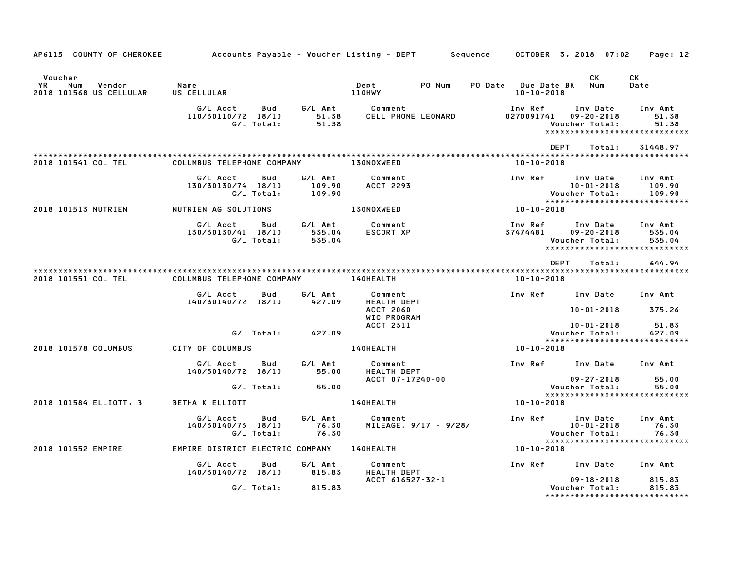AP6115 COUNTY OF CHEROKEE Accounts Payable - Voucher Listing - DEPT Sequence OCTOBER 3, 2018 07:02

| Voucher YR Num Vendor | Name | Dept | PO Num | PO Date | Due Date BK | CK Num | CK Date |
|---|---|---|---|---|---|---|---|
| 2018 101568 US CELLULAR | US CELLULAR | 110HWY | | | 10-10-2018 | | |

| G/L Acct | Bud | G/L Amt | Comment | Inv Ref | Inv Date | Inv Amt |
|---|---|---|---|---|---|---|
| 110/30110/72 | 18/10 | 51.38 | CELL PHONE LEONARD | 0270091741 | 09-20-2018 | 51.38 |
| | G/L Total: | 51.38 | | | Voucher Total: | 51.38 |

DEPT Total: 31448.97

| Voucher YR Num Vendor | Name | Dept | Due Date |
|---|---|---|---|
| 2018 101541 COL TEL | COLUMBUS TELEPHONE COMPANY | 130NOXWEED | 10-10-2018 |

| G/L Acct | Bud | G/L Amt | Comment | Inv Ref | Inv Date | Inv Amt |
|---|---|---|---|---|---|---|
| 130/30130/74 | 18/10 | 109.90 | ACCT 2293 | | 10-01-2018 | 109.90 |
| | G/L Total: | 109.90 | | | Voucher Total: | 109.90 |

| Voucher YR Num Vendor | Name | Dept | Due Date |
|---|---|---|---|
| 2018 101513 NUTRIEN | NUTRIEN AG SOLUTIONS | 130NOXWEED | 10-10-2018 |

| G/L Acct | Bud | G/L Amt | Comment | Inv Ref | Inv Date | Inv Amt |
|---|---|---|---|---|---|---|
| 130/30130/41 | 18/10 | 535.04 | ESCORT XP | 37474481 | 09-20-2018 | 535.04 |
| | G/L Total: | 535.04 | | | Voucher Total: | 535.04 |

DEPT Total: 644.94

| Voucher YR Num Vendor | Name | Dept | Due Date |
|---|---|---|---|
| 2018 101551 COL TEL | COLUMBUS TELEPHONE COMPANY | 140HEALTH | 10-10-2018 |

| G/L Acct | Bud | G/L Amt | Comment | Inv Ref | Inv Date | Inv Amt |
|---|---|---|---|---|---|---|
| 140/30140/72 | 18/10 | 427.09 | HEALTH DEPT | | | |
| | | | ACCT 2060 | | 10-01-2018 | 375.26 |
| | | | WIC PROGRAM | | | |
| | | | ACCT 2311 | | 10-01-2018 | 51.83 |
| | G/L Total: | 427.09 | | | Voucher Total: | 427.09 |

| Voucher YR Num Vendor | Name | Dept | Due Date |
|---|---|---|---|
| 2018 101578 COLUMBUS | CITY OF COLUMBUS | 140HEALTH | 10-10-2018 |

| G/L Acct | Bud | G/L Amt | Comment | Inv Ref | Inv Date | Inv Amt |
|---|---|---|---|---|---|---|
| 140/30140/72 | 18/10 | 55.00 | HEALTH DEPT | | | |
| | | | ACCT 07-17240-00 | | 09-27-2018 | 55.00 |
| | G/L Total: | 55.00 | | | Voucher Total: | 55.00 |

| Voucher YR Num Vendor | Name | Dept | Due Date |
|---|---|---|---|
| 2018 101584 ELLIOTT, B | BETHA K ELLIOTT | 140HEALTH | 10-10-2018 |

| G/L Acct | Bud | G/L Amt | Comment | Inv Ref | Inv Date | Inv Amt |
|---|---|---|---|---|---|---|
| 140/30140/73 | 18/10 | 76.30 | MILEAGE. 9/17 - 9/28/ | | 10-01-2018 | 76.30 |
| | G/L Total: | 76.30 | | | Voucher Total: | 76.30 |

| Voucher YR Num Vendor | Name | Dept | Due Date |
|---|---|---|---|
| 2018 101552 EMPIRE | EMPIRE DISTRICT ELECTRIC COMPANY | 140HEALTH | 10-10-2018 |

| G/L Acct | Bud | G/L Amt | Comment | Inv Ref | Inv Date | Inv Amt |
|---|---|---|---|---|---|---|
| 140/30140/72 | 18/10 | 815.83 | HEALTH DEPT | | | |
| | | | ACCT 616527-32-1 | | 09-18-2018 | 815.83 |
| | G/L Total: | 815.83 | | | Voucher Total: | 815.83 |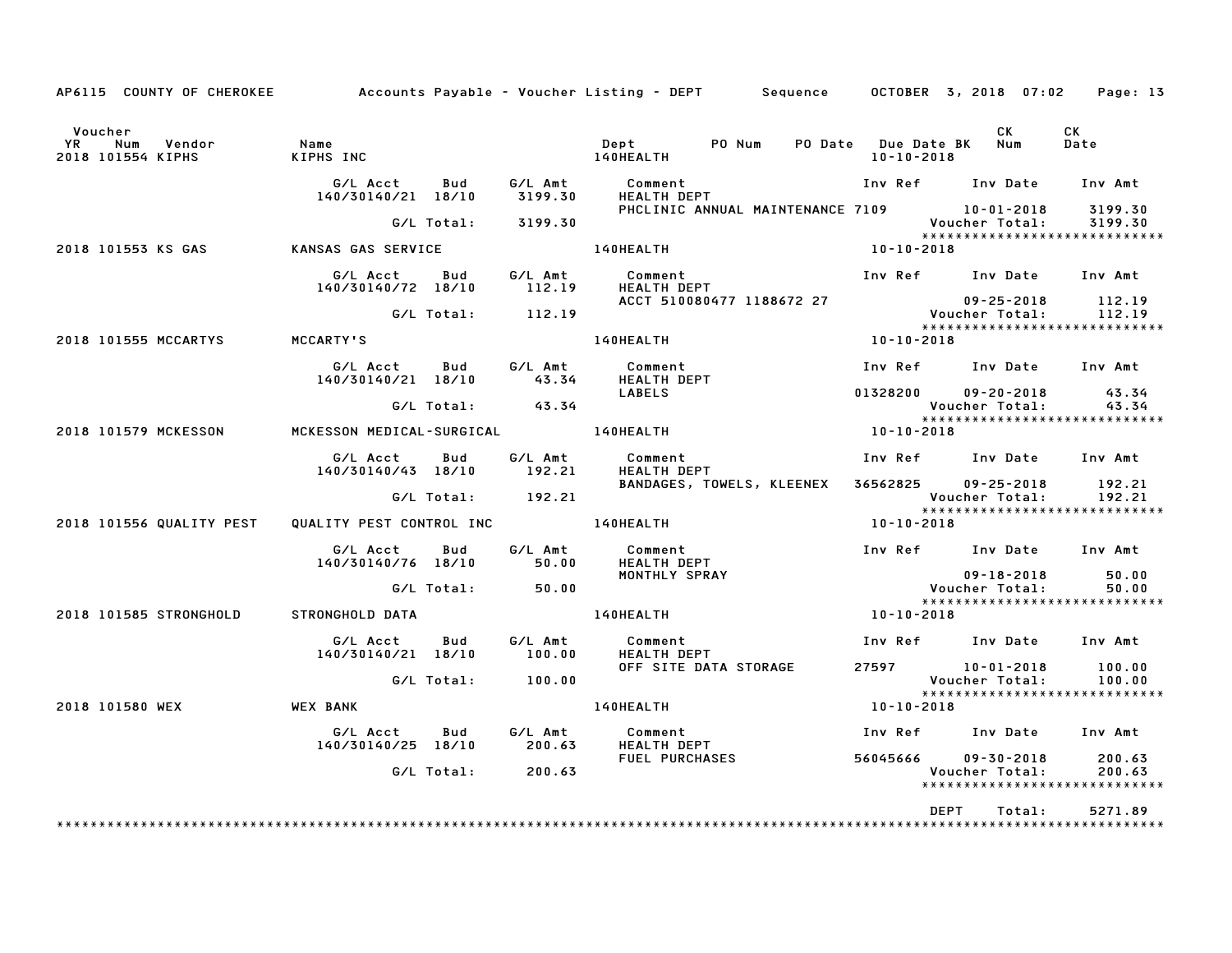AP6115 COUNTY OF CHEROKEE Accounts Payable - Voucher Listing - DEPT Sequence OCTOBER 3, 2018 07:02 Page: 13

| Voucher YR Num Vendor | Name | Dept | PO Num | PO Date | Due Date BK | CK Num | CK Date |
|---|---|---|---|---|---|---|---|
| 2018 101554 KIPHS | KIPHS INC | 140HEALTH | | | 10-10-2018 | | |

| G/L Acct | Bud | G/L Amt | Comment | Inv Ref | Inv Date | Inv Amt |
|---|---|---|---|---|---|---|
| 140/30140/21 | 18/10 | 3199.30 | HEALTH DEPT | | | |
| | | | PHCLINIC ANNUAL MAINTENANCE | 7109 | 10-01-2018 | 3199.30 |
| | G/L Total: | 3199.30 | | | Voucher Total: | 3199.30 |

| Voucher YR Num Vendor | Name | Dept | Due Date BK |
|---|---|---|---|
| 2018 101553 KS GAS | KANSAS GAS SERVICE | 140HEALTH | 10-10-2018 |

| G/L Acct | Bud | G/L Amt | Comment | Inv Ref | Inv Date | Inv Amt |
|---|---|---|---|---|---|---|
| 140/30140/72 | 18/10 | 112.19 | HEALTH DEPT | | | |
| | | | ACCT 510080477 1188672 27 | | 09-25-2018 | 112.19 |
| | G/L Total: | 112.19 | | | Voucher Total: | 112.19 |

| Voucher YR Num Vendor | Name | Dept | Due Date BK |
|---|---|---|---|
| 2018 101555 MCCARTYS | MCCARTY'S | 140HEALTH | 10-10-2018 |

| G/L Acct | Bud | G/L Amt | Comment | Inv Ref | Inv Date | Inv Amt |
|---|---|---|---|---|---|---|
| 140/30140/21 | 18/10 | 43.34 | HEALTH DEPT | | | |
| | | | LABELS | 01328200 | 09-20-2018 | 43.34 |
| | G/L Total: | 43.34 | | | Voucher Total: | 43.34 |

| Voucher YR Num Vendor | Name | Dept | Due Date BK |
|---|---|---|---|
| 2018 101579 MCKESSON | MCKESSON MEDICAL-SURGICAL | 140HEALTH | 10-10-2018 |

| G/L Acct | Bud | G/L Amt | Comment | Inv Ref | Inv Date | Inv Amt |
|---|---|---|---|---|---|---|
| 140/30140/43 | 18/10 | 192.21 | HEALTH DEPT | | | |
| | | | BANDAGES, TOWELS, KLEENEX | 36562825 | 09-25-2018 | 192.21 |
| | G/L Total: | 192.21 | | | Voucher Total: | 192.21 |

| Voucher YR Num Vendor | Name | Dept | Due Date BK |
|---|---|---|---|
| 2018 101556 QUALITY PEST | QUALITY PEST CONTROL INC | 140HEALTH | 10-10-2018 |

| G/L Acct | Bud | G/L Amt | Comment | Inv Ref | Inv Date | Inv Amt |
|---|---|---|---|---|---|---|
| 140/30140/76 | 18/10 | 50.00 | HEALTH DEPT | | | |
| | | | MONTHLY SPRAY | | 09-18-2018 | 50.00 |
| | G/L Total: | 50.00 | | | Voucher Total: | 50.00 |

| Voucher YR Num Vendor | Name | Dept | Due Date BK |
|---|---|---|---|
| 2018 101585 STRONGHOLD | STRONGHOLD DATA | 140HEALTH | 10-10-2018 |

| G/L Acct | Bud | G/L Amt | Comment | Inv Ref | Inv Date | Inv Amt |
|---|---|---|---|---|---|---|
| 140/30140/21 | 18/10 | 100.00 | HEALTH DEPT | | | |
| | | | OFF SITE DATA STORAGE | 27597 | 10-01-2018 | 100.00 |
| | G/L Total: | 100.00 | | | Voucher Total: | 100.00 |

| Voucher YR Num Vendor | Name | Dept | Due Date BK |
|---|---|---|---|
| 2018 101580 WEX | WEX BANK | 140HEALTH | 10-10-2018 |

| G/L Acct | Bud | G/L Amt | Comment | Inv Ref | Inv Date | Inv Amt |
|---|---|---|---|---|---|---|
| 140/30140/25 | 18/10 | 200.63 | HEALTH DEPT | | | |
| | | | FUEL PURCHASES | 56045666 | 09-30-2018 | 200.63 |
| | G/L Total: | 200.63 | | | Voucher Total: | 200.63 |

DEPT Total: 5271.89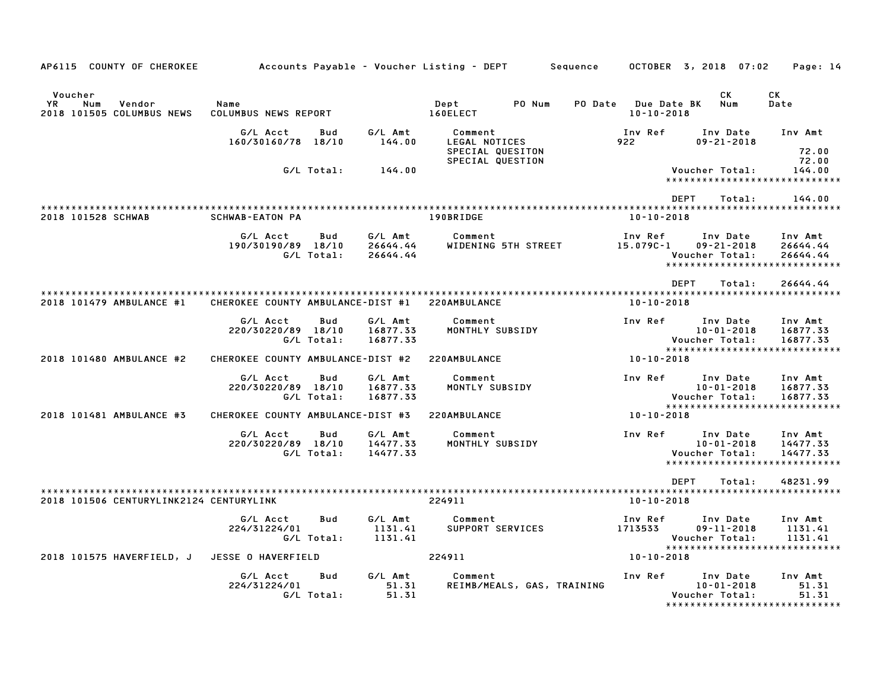AP6115 COUNTY OF CHEROKEE Accounts Payable - Voucher Listing - DEPT Sequence OCTOBER 3, 2018 07:02

| Voucher YR | Num | Vendor | Name | Dept | PO Num | PO Date | Due Date BK | CK Num | CK Date |
|---|---|---|---|---|---|---|---|---|---|
| 2018 | 101505 | COLUMBUS NEWS | COLUMBUS NEWS REPORT | 160ELECT | | | 10-10-2018 | | |

| G/L Acct | Bud | G/L Amt | Comment | Inv Ref | Inv Date | Inv Amt |
|---|---|---|---|---|---|---|
| 160/30160/78 | 18/10 | 144.00 | LEGAL NOTICES | 922 | 09-21-2018 | |
| | | | SPECIAL QUESITON | | | 72.00 |
| | | | SPECIAL QUESTION | | | 72.00 |
| | G/L Total: | 144.00 | | | Voucher Total: | 144.00 |

DEPT Total: 144.00

| Voucher YR | Num | Vendor | Name | Dept | Due Date |
|---|---|---|---|---|---|
| 2018 | 101528 | SCHWAB | SCHWAB-EATON PA | 190BRIDGE | 10-10-2018 |

| G/L Acct | Bud | G/L Amt | Comment | Inv Ref | Inv Date | Inv Amt |
|---|---|---|---|---|---|---|
| 190/30190/89 | 18/10 | 26644.44 | WIDENING 5TH STREET | 15.079C-1 | 09-21-2018 | 26644.44 |
| | G/L Total: | 26644.44 | | | Voucher Total: | 26644.44 |

DEPT Total: 26644.44

| Voucher YR | Num | Vendor | Name | Dept | Due Date |
|---|---|---|---|---|---|
| 2018 | 101479 | AMBULANCE #1 | CHEROKEE COUNTY AMBULANCE-DIST #1 | 220AMBULANCE | 10-10-2018 |

| G/L Acct | Bud | G/L Amt | Comment | Inv Ref | Inv Date | Inv Amt |
|---|---|---|---|---|---|---|
| 220/30220/89 | 18/10 | 16877.33 | MONTHLY SUBSIDY | | 10-01-2018 | 16877.33 |
| | G/L Total: | 16877.33 | | | Voucher Total: | 16877.33 |

| Voucher YR | Num | Vendor | Name | Dept | Due Date |
|---|---|---|---|---|---|
| 2018 | 101480 | AMBULANCE #2 | CHEROKEE COUNTY AMBULANCE-DIST #2 | 220AMBULANCE | 10-10-2018 |

| G/L Acct | Bud | G/L Amt | Comment | Inv Ref | Inv Date | Inv Amt |
|---|---|---|---|---|---|---|
| 220/30220/89 | 18/10 | 16877.33 | MONTLY SUBSIDY | | 10-01-2018 | 16877.33 |
| | G/L Total: | 16877.33 | | | Voucher Total: | 16877.33 |

| Voucher YR | Num | Vendor | Name | Dept | Due Date |
|---|---|---|---|---|---|
| 2018 | 101481 | AMBULANCE #3 | CHEROKEE COUNTY AMBULANCE-DIST #3 | 220AMBULANCE | 10-10-2018 |

| G/L Acct | Bud | G/L Amt | Comment | Inv Ref | Inv Date | Inv Amt |
|---|---|---|---|---|---|---|
| 220/30220/89 | 18/10 | 14477.33 | MONTHLY SUBSIDY | | 10-01-2018 | 14477.33 |
| | G/L Total: | 14477.33 | | | Voucher Total: | 14477.33 |

DEPT Total: 48231.99

| Voucher YR | Num | Vendor | Name | Dept | Due Date |
|---|---|---|---|---|---|
| 2018 | 101506 | CENTURYLINK2124 | CENTURYLINK | 224911 | 10-10-2018 |

| G/L Acct | Bud | G/L Amt | Comment | Inv Ref | Inv Date | Inv Amt |
|---|---|---|---|---|---|---|
| 224/31224/01 | | 1131.41 | SUPPORT SERVICES | 1713533 | 09-11-2018 | 1131.41 |
| | G/L Total: | 1131.41 | | | Voucher Total: | 1131.41 |

| Voucher YR | Num | Vendor | Name | Dept | Due Date |
|---|---|---|---|---|---|
| 2018 | 101575 | HAVERFIELD, J | JESSE O HAVERFIELD | 224911 | 10-10-2018 |

| G/L Acct | Bud | G/L Amt | Comment | Inv Ref | Inv Date | Inv Amt |
|---|---|---|---|---|---|---|
| 224/31224/01 | | 51.31 | REIMB/MEALS, GAS, TRAINING | | 10-01-2018 | 51.31 |
| | G/L Total: | 51.31 | | | Voucher Total: | 51.31 |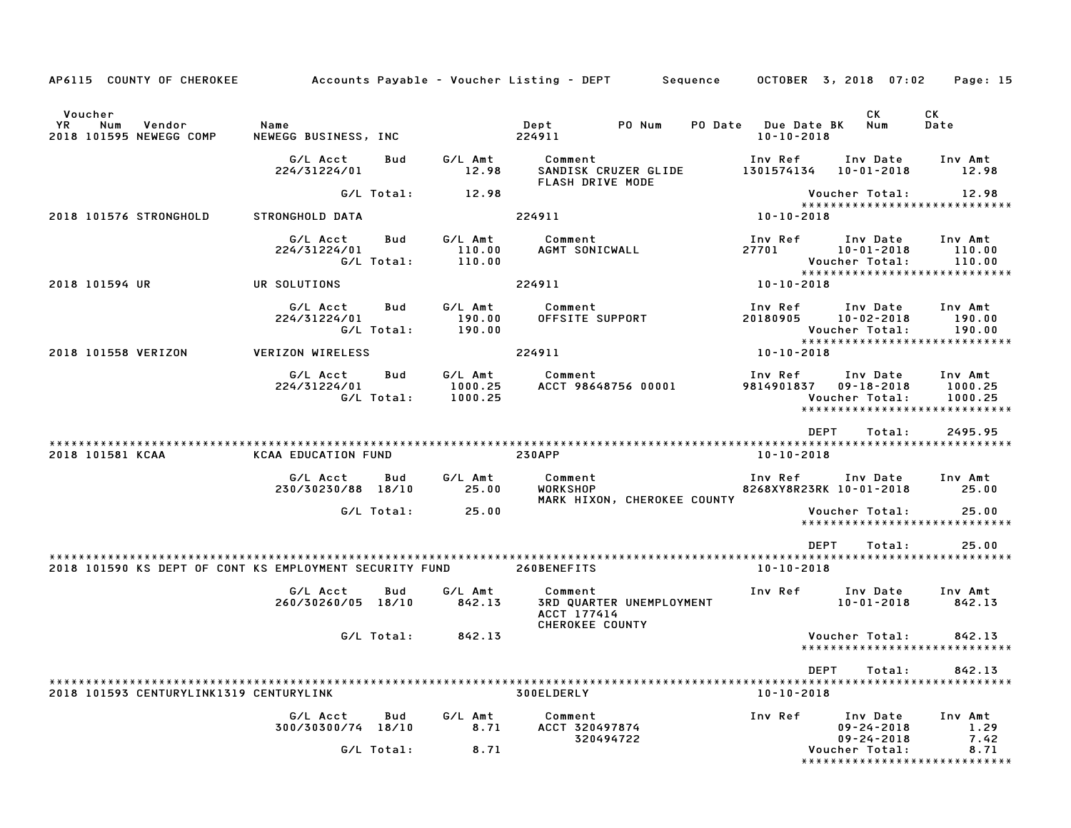AP6115 COUNTY OF CHEROKEE — Accounts Payable - Voucher Listing - DEPT — Sequence — OCTOBER 3, 2018 07:02

| Voucher YR | Num | Vendor | Name | Dept | PO Num | PO Date | Due Date BK | CK Num | CK Date |
|---|---|---|---|---|---|---|---|---|---|
| 2018 | 101595 | NEWEGG COMP | NEWEGG BUSINESS, INC | 224911 | | | 10-10-2018 | | |

| G/L Acct | Bud | G/L Amt | Comment | Inv Ref | Inv Date | Inv Amt |
|---|---|---|---|---|---|---|
| 224/31224/01 | | 12.98 | SANDISK CRUZER GLIDE FLASH DRIVE MODE | 1301574134 | 10-01-2018 | 12.98 |
| | G/L Total: | 12.98 | | | Voucher Total: | 12.98 |

| Voucher YR | Num | Vendor | Name | Dept | Due Date |
|---|---|---|---|---|---|
| 2018 | 101576 | STRONGHOLD | STRONGHOLD DATA | 224911 | 10-10-2018 |

| G/L Acct | Bud | G/L Amt | Comment | Inv Ref | Inv Date | Inv Amt |
|---|---|---|---|---|---|---|
| 224/31224/01 | | 110.00 | AGMT SONICWALL | 27701 | 10-01-2018 | 110.00 |
| | G/L Total: | 110.00 | | | Voucher Total: | 110.00 |

| Voucher YR | Num | Vendor | Name | Dept | Due Date |
|---|---|---|---|---|---|
| 2018 | 101594 | UR | UR SOLUTIONS | 224911 | 10-10-2018 |

| G/L Acct | Bud | G/L Amt | Comment | Inv Ref | Inv Date | Inv Amt |
|---|---|---|---|---|---|---|
| 224/31224/01 | | 190.00 | OFFSITE SUPPORT | 20180905 | 10-02-2018 | 190.00 |
| | G/L Total: | 190.00 | | | Voucher Total: | 190.00 |

| Voucher YR | Num | Vendor | Name | Dept | Due Date |
|---|---|---|---|---|---|
| 2018 | 101558 | VERIZON | VERIZON WIRELESS | 224911 | 10-10-2018 |

| G/L Acct | Bud | G/L Amt | Comment | Inv Ref | Inv Date | Inv Amt |
|---|---|---|---|---|---|---|
| 224/31224/01 | | 1000.25 | ACCT 98648756 00001 | 9814901837 | 09-18-2018 | 1000.25 |
| | G/L Total: | 1000.25 | | | Voucher Total: | 1000.25 |

DEPT Total: 2495.95

| Voucher YR | Num | Vendor | Name | Dept | Due Date |
|---|---|---|---|---|---|
| 2018 | 101581 | KCAA | KCAA EDUCATION FUND | 230APP | 10-10-2018 |

| G/L Acct | Bud | G/L Amt | Comment | Inv Ref | Inv Date | Inv Amt |
|---|---|---|---|---|---|---|
| 230/30230/88 | 18/10 | 25.00 | WORKSHOP MARK HIXON, CHEROKEE COUNTY | 8268XY8R23RK | 10-01-2018 | 25.00 |
| | G/L Total: | 25.00 | | | Voucher Total: | 25.00 |

DEPT Total: 25.00

| Voucher YR | Num | Vendor | Name | Dept | Due Date |
|---|---|---|---|---|---|
| 2018 | 101590 | KS DEPT OF CONT | KS EMPLOYMENT SECURITY FUND | 260BENEFITS | 10-10-2018 |

| G/L Acct | Bud | G/L Amt | Comment | Inv Ref | Inv Date | Inv Amt |
|---|---|---|---|---|---|---|
| 260/30260/05 | 18/10 | 842.13 | 3RD QUARTER UNEMPLOYMENT ACCT 177414 CHEROKEE COUNTY | | 10-01-2018 | 842.13 |
| | G/L Total: | 842.13 | | | Voucher Total: | 842.13 |

DEPT Total: 842.13

| Voucher YR | Num | Vendor | Name | Dept | Due Date |
|---|---|---|---|---|---|
| 2018 | 101593 | CENTURYLINK1319 | CENTURYLINK | 300ELDERLY | 10-10-2018 |

| G/L Acct | Bud | G/L Amt | Comment | Inv Ref | Inv Date | Inv Amt |
|---|---|---|---|---|---|---|
| 300/30300/74 | 18/10 | 8.71 | ACCT 320497874 | | 09-24-2018 | 1.29 |
| | | | 320494722 | | 09-24-2018 | 7.42 |
| | G/L Total: | 8.71 | | | Voucher Total: | 8.71 |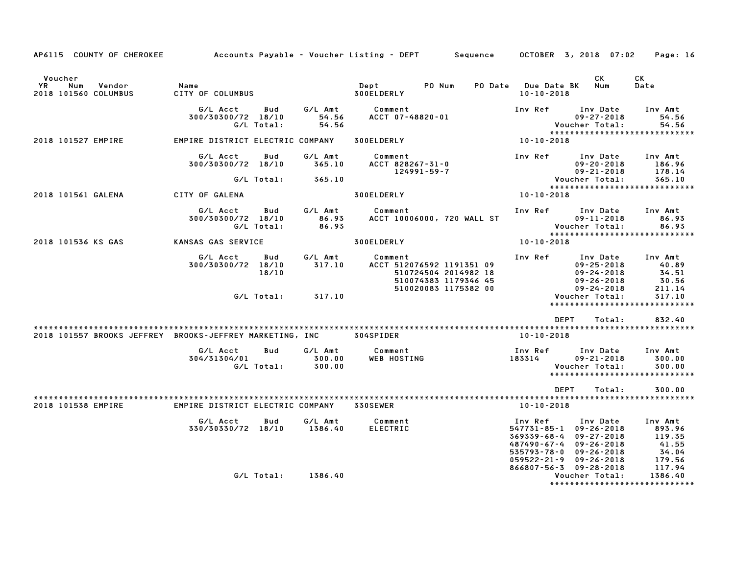AP6115 COUNTY OF CHEROKEE — Accounts Payable - Voucher Listing - DEPT — Sequence — OCTOBER 3, 2018 07:02

| Voucher YR | Num | Vendor | Name | Dept | PO Num | PO Date | Due Date BK | CK Num | CK Date |
|---|---|---|---|---|---|---|---|---|---|
| 2018 | 101560 | COLUMBUS | CITY OF COLUMBUS | 300ELDERLY | | | 10-10-2018 | | |

| G/L Acct | Bud | G/L Amt | Comment | Inv Ref | Inv Date | Inv Amt |
|---|---|---|---|---|---|---|
| 300/30300/72 | 18/10 | 54.56 | ACCT 07-48820-01 | | 09-27-2018 | 54.56 |
| | G/L Total: | 54.56 | | | Voucher Total: | 54.56 |

****************************

| Voucher YR | Num | Vendor | Name | Dept | Due Date BK |
|---|---|---|---|---|---|
| 2018 | 101527 | EMPIRE | EMPIRE DISTRICT ELECTRIC COMPANY | 300ELDERLY | 10-10-2018 |

| G/L Acct | Bud | G/L Amt | Comment | Inv Ref | Inv Date | Inv Amt |
|---|---|---|---|---|---|---|
| 300/30300/72 | 18/10 | 365.10 | ACCT 828267-31-0 | | 09-20-2018 | 186.96 |
| | | | 124991-59-7 | | 09-21-2018 | 178.14 |
| | G/L Total: | 365.10 | | | Voucher Total: | 365.10 |

****************************

| Voucher YR | Num | Vendor | Name | Dept | Due Date BK |
|---|---|---|---|---|---|
| 2018 | 101561 | GALENA | CITY OF GALENA | 300ELDERLY | 10-10-2018 |

| G/L Acct | Bud | G/L Amt | Comment | Inv Ref | Inv Date | Inv Amt |
|---|---|---|---|---|---|---|
| 300/30300/72 | 18/10 | 86.93 | ACCT 10006000, 720 WALL ST | | 09-11-2018 | 86.93 |
| | G/L Total: | 86.93 | | | Voucher Total: | 86.93 |

****************************

| Voucher YR | Num | Vendor | Name | Dept | Due Date BK |
|---|---|---|---|---|---|
| 2018 | 101536 | KS GAS | KANSAS GAS SERVICE | 300ELDERLY | 10-10-2018 |

| G/L Acct | Bud | G/L Amt | Comment | Inv Ref | Inv Date | Inv Amt |
|---|---|---|---|---|---|---|
| 300/30300/72 | 18/10 | 317.10 | ACCT 512076592 1191351 09 | | 09-25-2018 | 40.89 |
| | 18/10 | | 510724504 2014982 18 | | 09-24-2018 | 34.51 |
| | | | 510074383 1179346 45 | | 09-26-2018 | 30.56 |
| | | | 510020083 1175382 00 | | 09-24-2018 | 211.14 |
| | G/L Total: | 317.10 | | | Voucher Total: | 317.10 |

****************************

DEPT Total: 832.40

****************************

| Voucher YR | Num | Vendor | Name | Dept | Due Date BK |
|---|---|---|---|---|---|
| 2018 | 101557 | BROOKS JEFFREY | BROOKS-JEFFREY MARKETING, INC | 304SPIDER | 10-10-2018 |

| G/L Acct | Bud | G/L Amt | Comment | Inv Ref | Inv Date | Inv Amt |
|---|---|---|---|---|---|---|
| 304/31304/01 | | 300.00 | WEB HOSTING | 183314 | 09-21-2018 | 300.00 |
| | G/L Total: | 300.00 | | | Voucher Total: | 300.00 |

****************************

DEPT Total: 300.00

****************************

| Voucher YR | Num | Vendor | Name | Dept | Due Date BK |
|---|---|---|---|---|---|
| 2018 | 101538 | EMPIRE | EMPIRE DISTRICT ELECTRIC COMPANY | 330SEWER | 10-10-2018 |

| G/L Acct | Bud | G/L Amt | Comment | Inv Ref | Inv Date | Inv Amt |
|---|---|---|---|---|---|---|
| 330/30330/72 | 18/10 | 1386.40 | ELECTRIC | 547731-85-1 | 09-26-2018 | 893.96 |
| | | | | 369339-68-4 | 09-27-2018 | 119.35 |
| | | | | 487490-67-4 | 09-26-2018 | 41.55 |
| | | | | 535793-78-0 | 09-26-2018 | 34.04 |
| | | | | 059522-21-9 | 09-26-2018 | 179.56 |
| | | | | 866807-56-3 | 09-28-2018 | 117.94 |
| | G/L Total: | 1386.40 | | | Voucher Total: | 1386.40 |

****************************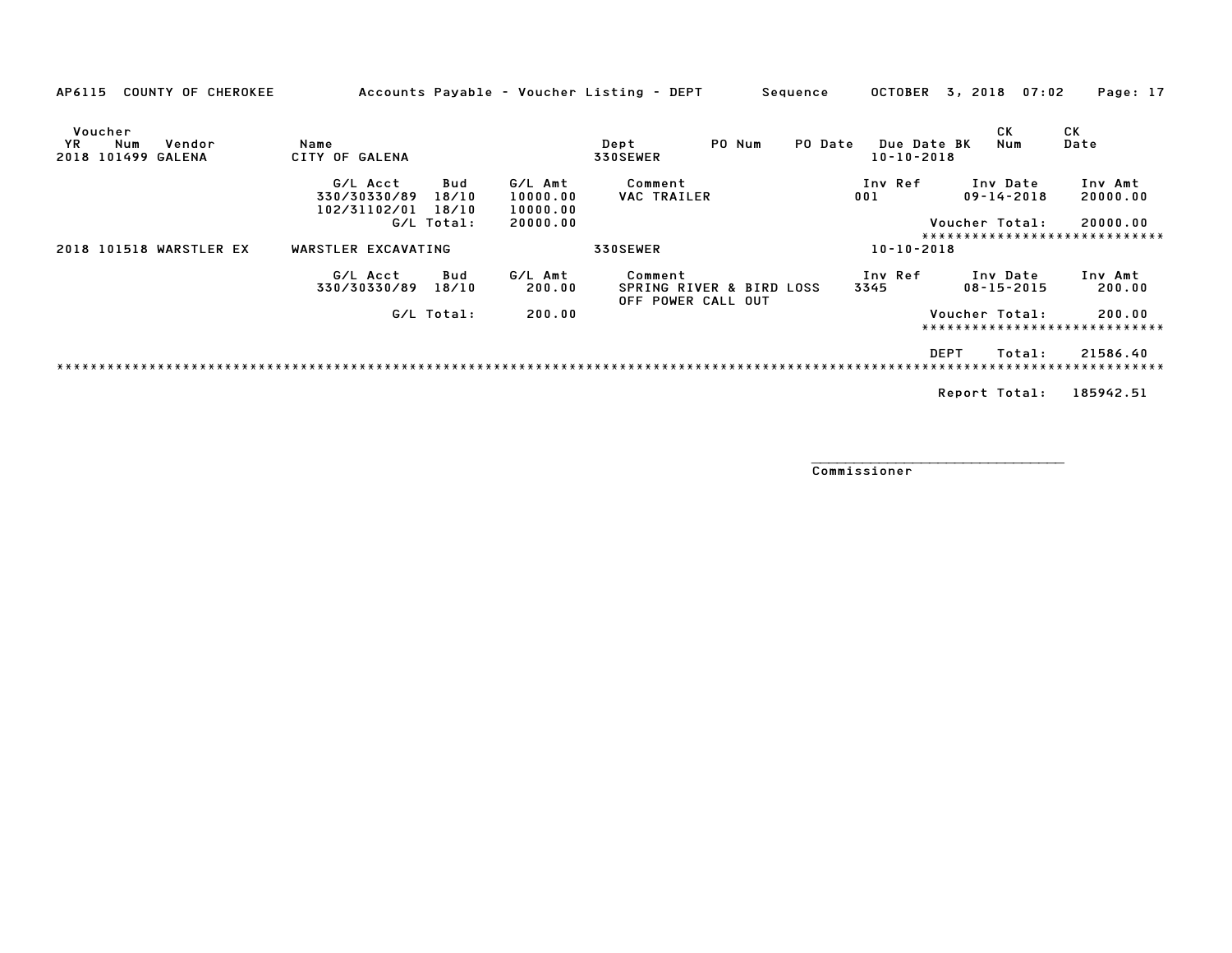AP6115 COUNTY OF CHEROKEE Accounts Payable - Voucher Listing - DEPT Sequence OCTOBER 3, 2018 07:02

| Voucher YR | Num | Vendor | Name | Dept | PO Num | PO Date | Due Date BK | CK Num | CK Date |
|---|---|---|---|---|---|---|---|---|---|
| 2018 | 101499 | GALENA | CITY OF GALENA | 330SEWER | | | 10-10-2018 | | |

| G/L Acct | Bud | G/L Amt | Comment | Inv Ref | Inv Date | Inv Amt |
|---|---|---|---|---|---|---|
| 330/30330/89 | 18/10 | 10000.00 | VAC TRAILER | 001 | 09-14-2018 | 20000.00 |
| 102/31102/01 | 18/10 | 10000.00 | | | | |
| | G/L Total: | 20000.00 | | | Voucher Total: | 20000.00 |

*****************************

| Voucher YR | Num | Vendor | Name | Dept | PO Num | PO Date | Due Date BK | CK Num | CK Date |
|---|---|---|---|---|---|---|---|---|---|
| 2018 | 101518 | WARSTLER EX | WARSTLER EXCAVATING | 330SEWER | | | 10-10-2018 | | |

| G/L Acct | Bud | G/L Amt | Comment | Inv Ref | Inv Date | Inv Amt |
|---|---|---|---|---|---|---|
| 330/30330/89 | 18/10 | 200.00 | SPRING RIVER & BIRD LOSS OFF POWER CALL OUT | 3345 | 08-15-2015 | 200.00 |
| | G/L Total: | 200.00 | | | Voucher Total: | 200.00 |

*****************************

DEPT Total: 21586.40

*****************************************************************************************************************************

Report Total: 185942.51

______________________________
Commissioner